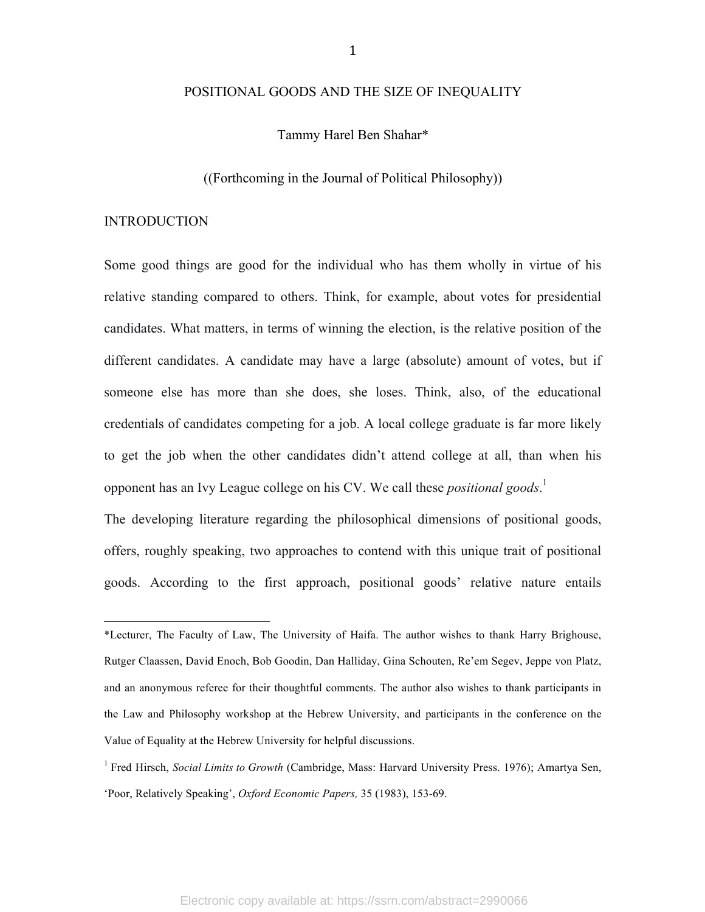# POSITIONAL GOODS AND THE SIZE OF INEQUALITY

Tammy Harel Ben Shahar*

((Forthcoming in the Journal of Political Philosophy))

## INTRODUCTION

Some good things are good for the individual who has them wholly in virtue of his relative standing compared to others. Think, for example, about votes for presidential candidates. What matters, in terms of winning the election, is the relative position of the different candidates. A candidate may have a large (absolute) amount of votes, but if someone else has more than she does, she loses. Think, also, of the educational credentials of candidates competing for a job. A local college graduate is far more likely to get the job when the other candidates didn't attend college at all, than when his opponent has an Ivy League college on his CV. We call these *positional goods*.[1]

The developing literature regarding the philosophical dimensions of positional goods, offers, roughly speaking, two approaches to contend with this unique trait of positional goods. According to the first approach, positional goods' relative nature entails

---

*Lecturer, The Faculty of Law, The University of Haifa. The author wishes to thank Harry Brighouse, Rutger Claassen, David Enoch, Bob Goodin, Dan Halliday, Gina Schouten, Re'em Segev, Jeppe von Platz, and an anonymous referee for their thoughtful comments. The author also wishes to thank participants in the Law and Philosophy workshop at the Hebrew University, and participants in the conference on the Value of Equality at the Hebrew University for helpful discussions.

[1] Fred Hirsch, *Social Limits to Growth* (Cambridge, Mass: Harvard University Press. 1976); Amartya Sen, 'Poor, Relatively Speaking', *Oxford Economic Papers,* 35 (1983), 153-69.

Electronic copy available at: https://ssrn.com/abstract=2990066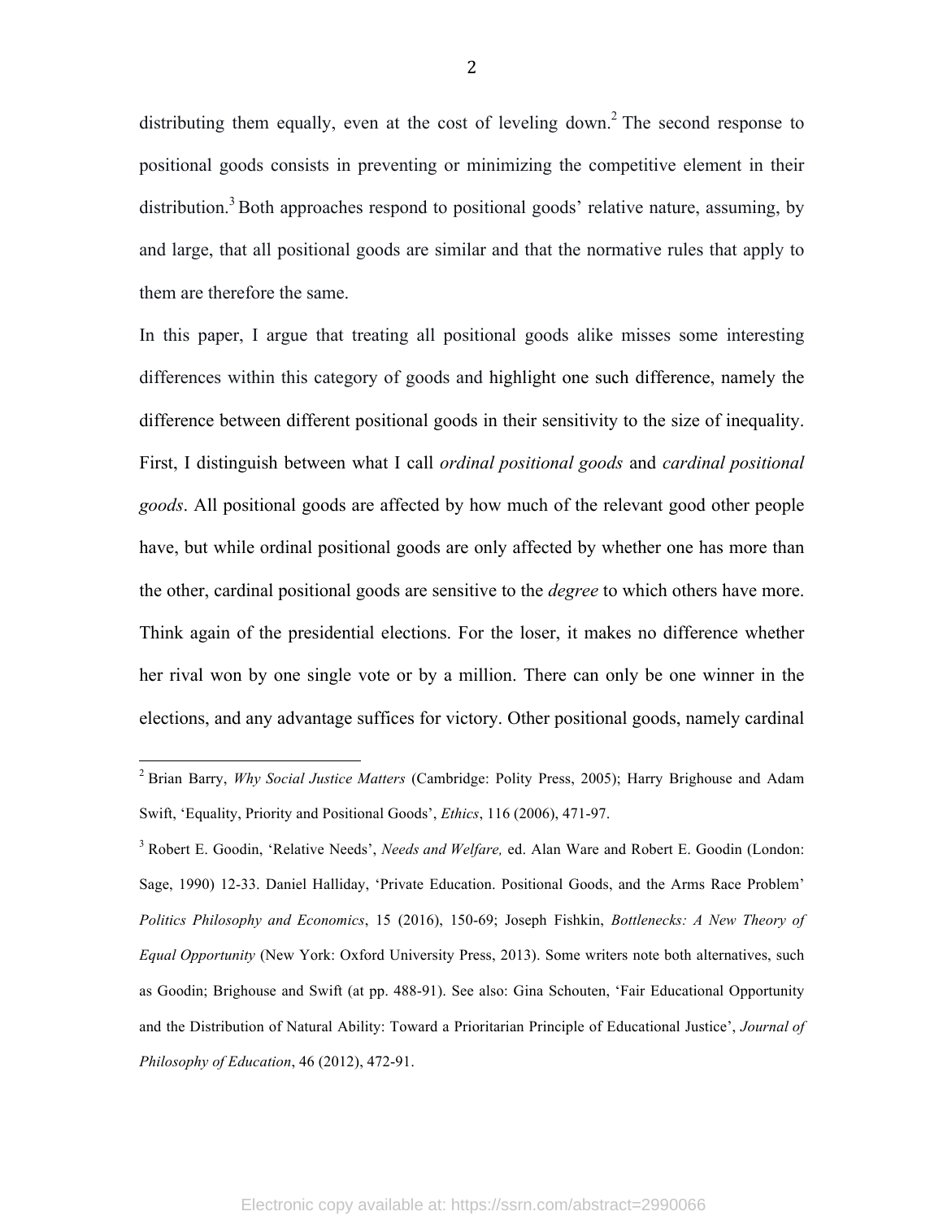distributing them equally, even at the cost of leveling down.[2] The second response to positional goods consists in preventing or minimizing the competitive element in their distribution.[3] Both approaches respond to positional goods' relative nature, assuming, by and large, that all positional goods are similar and that the normative rules that apply to them are therefore the same.

In this paper, I argue that treating all positional goods alike misses some interesting differences within this category of goods and highlight one such difference, namely the difference between different positional goods in their sensitivity to the size of inequality. First, I distinguish between what I call *ordinal positional goods* and *cardinal positional goods*. All positional goods are affected by how much of the relevant good other people have, but while ordinal positional goods are only affected by whether one has more than the other, cardinal positional goods are sensitive to the *degree* to which others have more. Think again of the presidential elections. For the loser, it makes no difference whether her rival won by one single vote or by a million. There can only be one winner in the elections, and any advantage suffices for victory. Other positional goods, namely cardinal

---

[2] Brian Barry, *Why Social Justice Matters* (Cambridge: Polity Press, 2005); Harry Brighouse and Adam Swift, 'Equality, Priority and Positional Goods', *Ethics*, 116 (2006), 471-97.

[3] Robert E. Goodin, 'Relative Needs', *Needs and Welfare,* ed. Alan Ware and Robert E. Goodin (London: Sage, 1990) 12-33. Daniel Halliday, 'Private Education. Positional Goods, and the Arms Race Problem' *Politics Philosophy and Economics*, 15 (2016), 150-69; Joseph Fishkin, *Bottlenecks: A New Theory of Equal Opportunity* (New York: Oxford University Press, 2013). Some writers note both alternatives, such as Goodin; Brighouse and Swift (at pp. 488-91). See also: Gina Schouten, 'Fair Educational Opportunity and the Distribution of Natural Ability: Toward a Prioritarian Principle of Educational Justice', *Journal of Philosophy of Education*, 46 (2012), 472-91.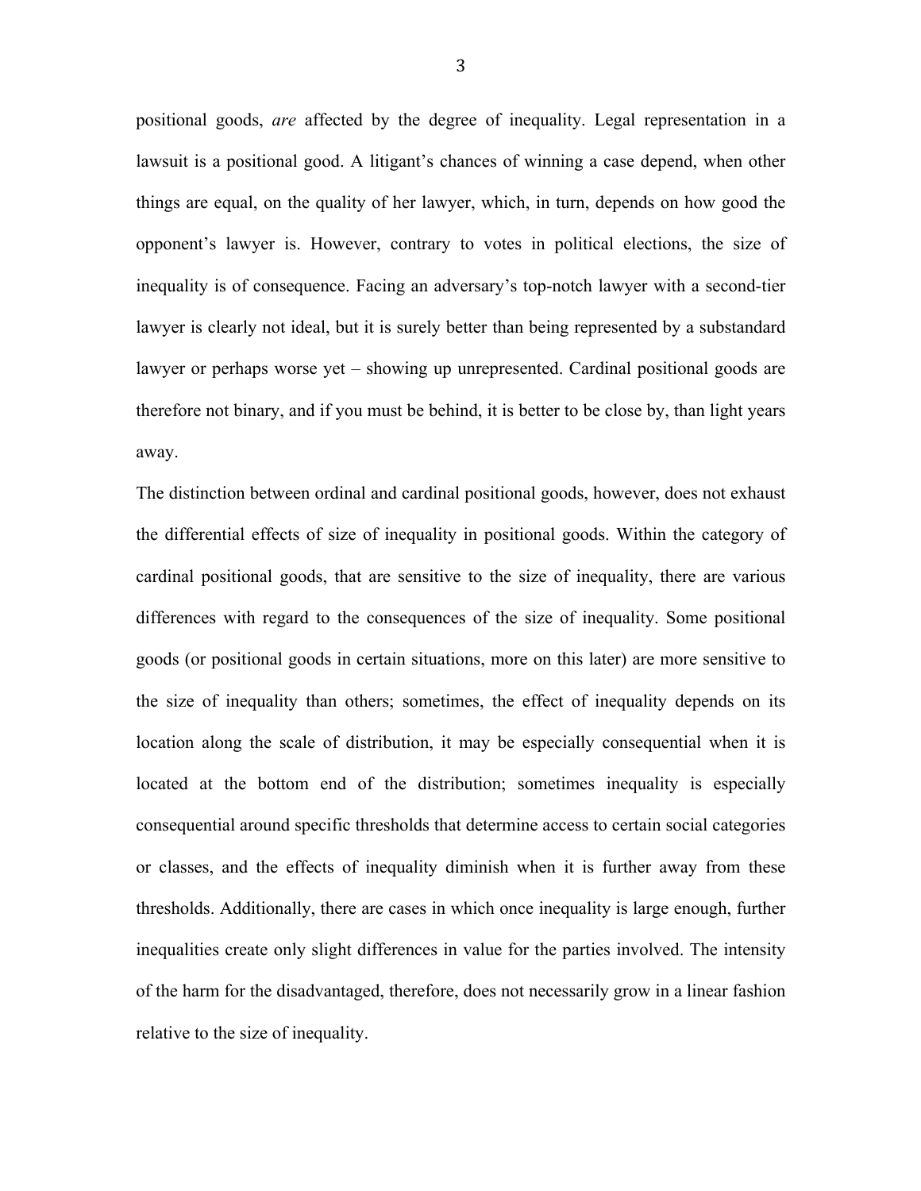positional goods, *are* affected by the degree of inequality. Legal representation in a lawsuit is a positional good. A litigant's chances of winning a case depend, when other things are equal, on the quality of her lawyer, which, in turn, depends on how good the opponent's lawyer is. However, contrary to votes in political elections, the size of inequality is of consequence. Facing an adversary's top-notch lawyer with a second-tier lawyer is clearly not ideal, but it is surely better than being represented by a substandard lawyer or perhaps worse yet – showing up unrepresented. Cardinal positional goods are therefore not binary, and if you must be behind, it is better to be close by, than light years away.

The distinction between ordinal and cardinal positional goods, however, does not exhaust the differential effects of size of inequality in positional goods. Within the category of cardinal positional goods, that are sensitive to the size of inequality, there are various differences with regard to the consequences of the size of inequality. Some positional goods (or positional goods in certain situations, more on this later) are more sensitive to the size of inequality than others; sometimes, the effect of inequality depends on its location along the scale of distribution, it may be especially consequential when it is located at the bottom end of the distribution; sometimes inequality is especially consequential around specific thresholds that determine access to certain social categories or classes, and the effects of inequality diminish when it is further away from these thresholds. Additionally, there are cases in which once inequality is large enough, further inequalities create only slight differences in value for the parties involved. The intensity of the harm for the disadvantaged, therefore, does not necessarily grow in a linear fashion relative to the size of inequality.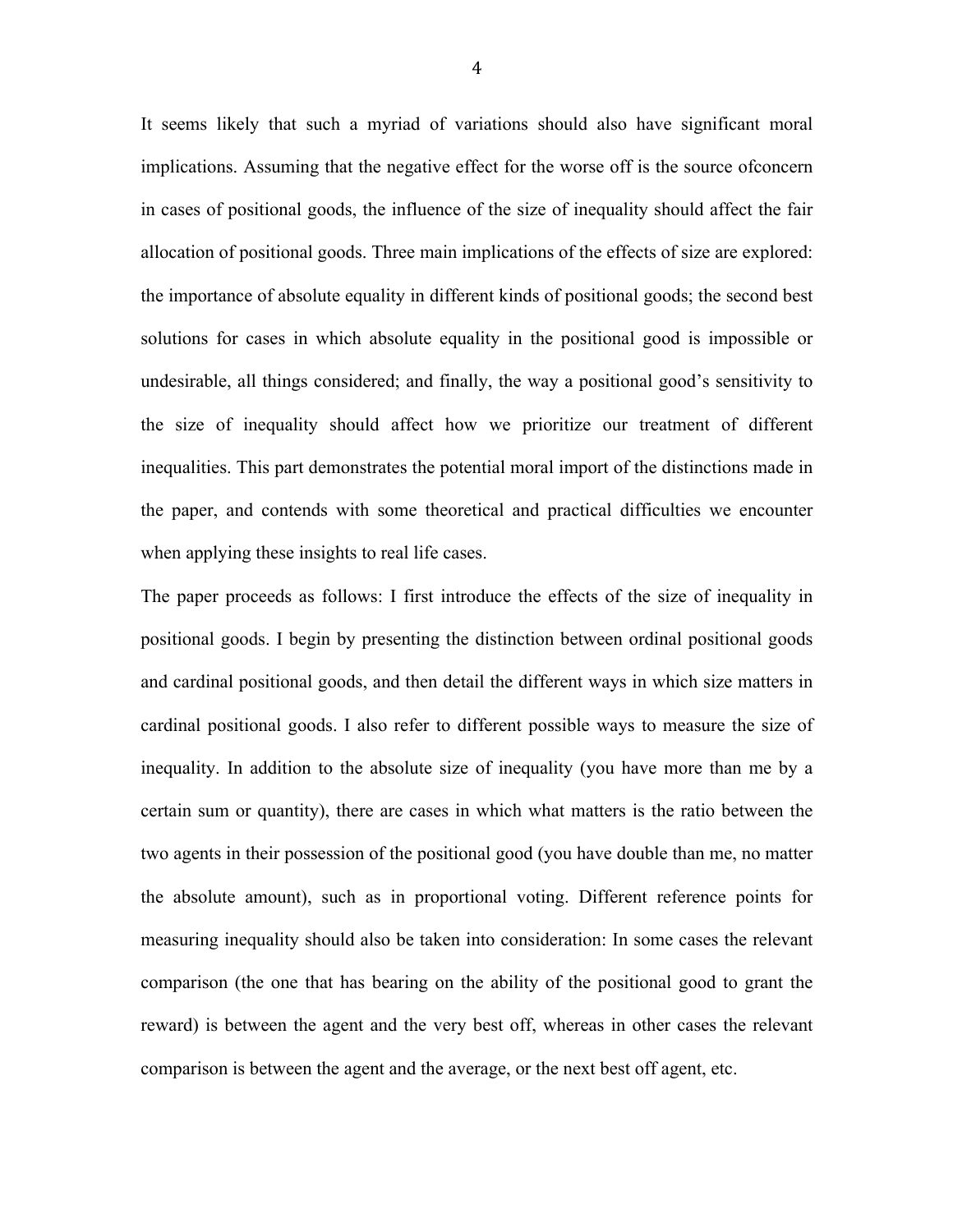It seems likely that such a myriad of variations should also have significant moral implications. Assuming that the negative effect for the worse off is the source ofconcern in cases of positional goods, the influence of the size of inequality should affect the fair allocation of positional goods. Three main implications of the effects of size are explored: the importance of absolute equality in different kinds of positional goods; the second best solutions for cases in which absolute equality in the positional good is impossible or undesirable, all things considered; and finally, the way a positional good's sensitivity to the size of inequality should affect how we prioritize our treatment of different inequalities. This part demonstrates the potential moral import of the distinctions made in the paper, and contends with some theoretical and practical difficulties we encounter when applying these insights to real life cases.

The paper proceeds as follows: I first introduce the effects of the size of inequality in positional goods. I begin by presenting the distinction between ordinal positional goods and cardinal positional goods, and then detail the different ways in which size matters in cardinal positional goods. I also refer to different possible ways to measure the size of inequality. In addition to the absolute size of inequality (you have more than me by a certain sum or quantity), there are cases in which what matters is the ratio between the two agents in their possession of the positional good (you have double than me, no matter the absolute amount), such as in proportional voting. Different reference points for measuring inequality should also be taken into consideration: In some cases the relevant comparison (the one that has bearing on the ability of the positional good to grant the reward) is between the agent and the very best off, whereas in other cases the relevant comparison is between the agent and the average, or the next best off agent, etc.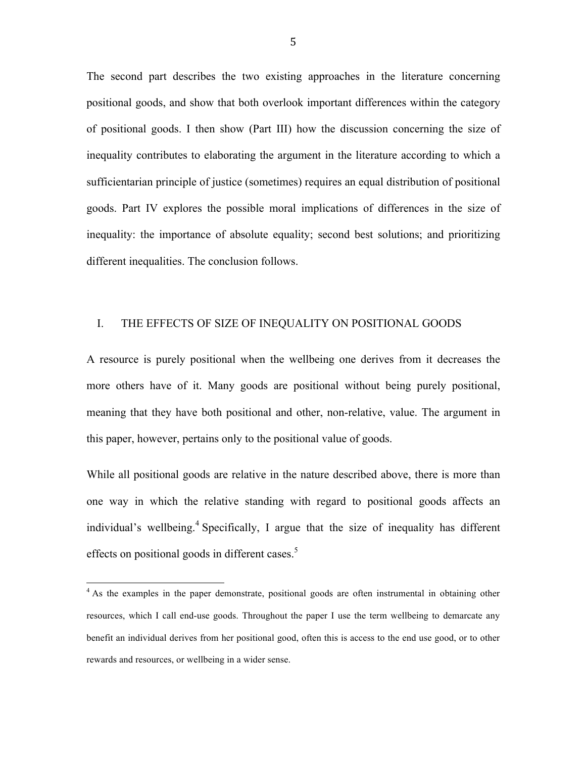The second part describes the two existing approaches in the literature concerning positional goods, and show that both overlook important differences within the category of positional goods. I then show (Part III) how the discussion concerning the size of inequality contributes to elaborating the argument in the literature according to which a sufficientarian principle of justice (sometimes) requires an equal distribution of positional goods. Part IV explores the possible moral implications of differences in the size of inequality: the importance of absolute equality; second best solutions; and prioritizing different inequalities. The conclusion follows.

## I. THE EFFECTS OF SIZE OF INEQUALITY ON POSITIONAL GOODS

A resource is purely positional when the wellbeing one derives from it decreases the more others have of it. Many goods are positional without being purely positional, meaning that they have both positional and other, non-relative, value. The argument in this paper, however, pertains only to the positional value of goods.

While all positional goods are relative in the nature described above, there is more than one way in which the relative standing with regard to positional goods affects an individual's wellbeing.[4] Specifically, I argue that the size of inequality has different effects on positional goods in different cases.[5]

[4] As the examples in the paper demonstrate, positional goods are often instrumental in obtaining other resources, which I call end-use goods. Throughout the paper I use the term wellbeing to demarcate any benefit an individual derives from her positional good, often this is access to the end use good, or to other rewards and resources, or wellbeing in a wider sense.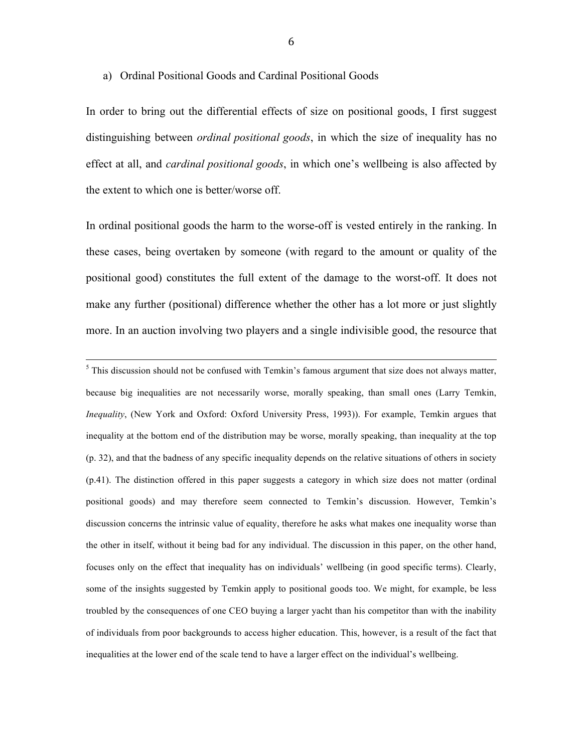a) Ordinal Positional Goods and Cardinal Positional Goods

In order to bring out the differential effects of size on positional goods, I first suggest distinguishing between *ordinal positional goods*, in which the size of inequality has no effect at all, and *cardinal positional goods*, in which one's wellbeing is also affected by the extent to which one is better/worse off.

In ordinal positional goods the harm to the worse-off is vested entirely in the ranking. In these cases, being overtaken by someone (with regard to the amount or quality of the positional good) constitutes the full extent of the damage to the worst-off. It does not make any further (positional) difference whether the other has a lot more or just slightly more. In an auction involving two players and a single indivisible good, the resource that

[5] This discussion should not be confused with Temkin's famous argument that size does not always matter, because big inequalities are not necessarily worse, morally speaking, than small ones (Larry Temkin, *Inequality*, (New York and Oxford: Oxford University Press, 1993)). For example, Temkin argues that inequality at the bottom end of the distribution may be worse, morally speaking, than inequality at the top (p. 32), and that the badness of any specific inequality depends on the relative situations of others in society (p.41). The distinction offered in this paper suggests a category in which size does not matter (ordinal positional goods) and may therefore seem connected to Temkin's discussion. However, Temkin's discussion concerns the intrinsic value of equality, therefore he asks what makes one inequality worse than the other in itself, without it being bad for any individual. The discussion in this paper, on the other hand, focuses only on the effect that inequality has on individuals' wellbeing (in good specific terms). Clearly, some of the insights suggested by Temkin apply to positional goods too. We might, for example, be less troubled by the consequences of one CEO buying a larger yacht than his competitor than with the inability of individuals from poor backgrounds to access higher education. This, however, is a result of the fact that inequalities at the lower end of the scale tend to have a larger effect on the individual's wellbeing.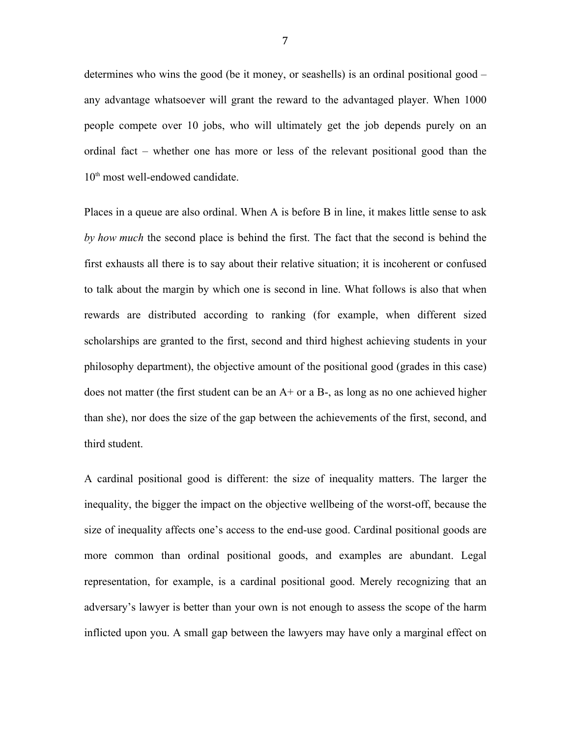determines who wins the good (be it money, or seashells) is an ordinal positional good – any advantage whatsoever will grant the reward to the advantaged player. When 1000 people compete over 10 jobs, who will ultimately get the job depends purely on an ordinal fact – whether one has more or less of the relevant positional good than the 10th most well-endowed candidate.

Places in a queue are also ordinal. When A is before B in line, it makes little sense to ask *by how much* the second place is behind the first. The fact that the second is behind the first exhausts all there is to say about their relative situation; it is incoherent or confused to talk about the margin by which one is second in line. What follows is also that when rewards are distributed according to ranking (for example, when different sized scholarships are granted to the first, second and third highest achieving students in your philosophy department), the objective amount of the positional good (grades in this case) does not matter (the first student can be an A+ or a B-, as long as no one achieved higher than she), nor does the size of the gap between the achievements of the first, second, and third student.

A cardinal positional good is different: the size of inequality matters. The larger the inequality, the bigger the impact on the objective wellbeing of the worst-off, because the size of inequality affects one's access to the end-use good. Cardinal positional goods are more common than ordinal positional goods, and examples are abundant. Legal representation, for example, is a cardinal positional good. Merely recognizing that an adversary's lawyer is better than your own is not enough to assess the scope of the harm inflicted upon you. A small gap between the lawyers may have only a marginal effect on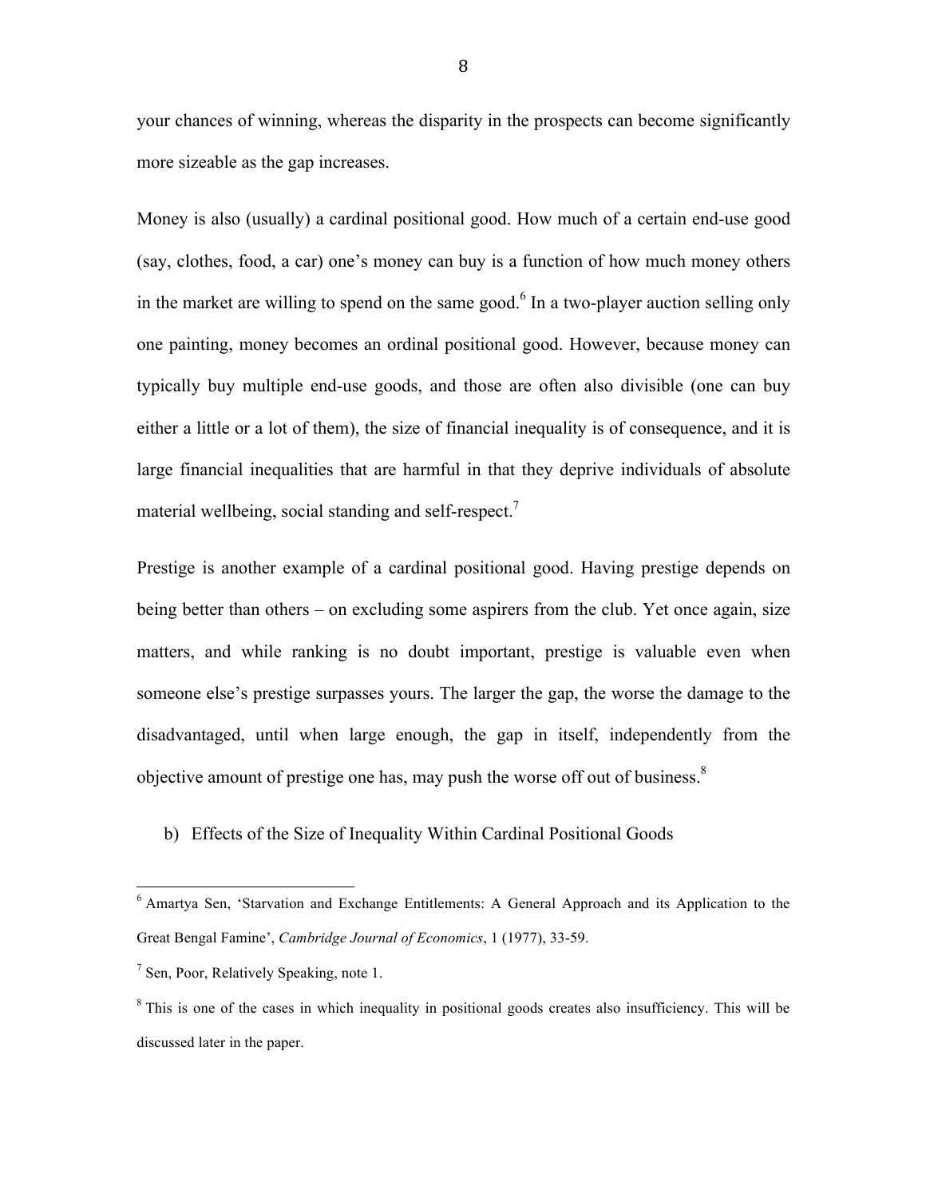your chances of winning, whereas the disparity in the prospects can become significantly more sizeable as the gap increases.

Money is also (usually) a cardinal positional good. How much of a certain end-use good (say, clothes, food, a car) one's money can buy is a function of how much money others in the market are willing to spend on the same good.[6] In a two-player auction selling only one painting, money becomes an ordinal positional good. However, because money can typically buy multiple end-use goods, and those are often also divisible (one can buy either a little or a lot of them), the size of financial inequality is of consequence, and it is large financial inequalities that are harmful in that they deprive individuals of absolute material wellbeing, social standing and self-respect.[7]

Prestige is another example of a cardinal positional good. Having prestige depends on being better than others – on excluding some aspirers from the club. Yet once again, size matters, and while ranking is no doubt important, prestige is valuable even when someone else's prestige surpasses yours. The larger the gap, the worse the damage to the disadvantaged, until when large enough, the gap in itself, independently from the objective amount of prestige one has, may push the worse off out of business.[8]

b) Effects of the Size of Inequality Within Cardinal Positional Goods

---

[6] Amartya Sen, 'Starvation and Exchange Entitlements: A General Approach and its Application to the Great Bengal Famine', *Cambridge Journal of Economics*, 1 (1977), 33-59.

[7] Sen, Poor, Relatively Speaking, note 1.

[8] This is one of the cases in which inequality in positional goods creates also insufficiency. This will be discussed later in the paper.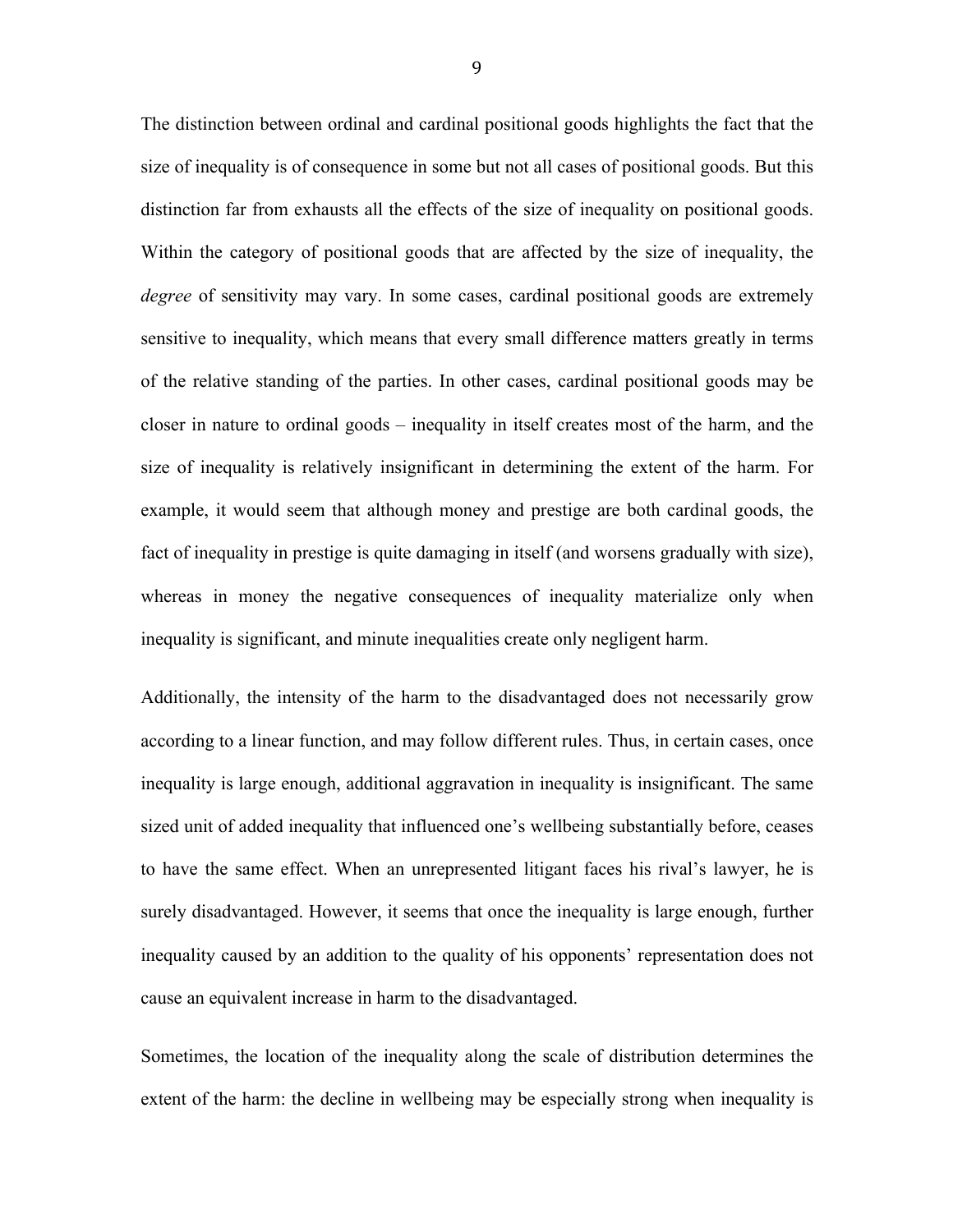The distinction between ordinal and cardinal positional goods highlights the fact that the size of inequality is of consequence in some but not all cases of positional goods. But this distinction far from exhausts all the effects of the size of inequality on positional goods. Within the category of positional goods that are affected by the size of inequality, the *degree* of sensitivity may vary. In some cases, cardinal positional goods are extremely sensitive to inequality, which means that every small difference matters greatly in terms of the relative standing of the parties. In other cases, cardinal positional goods may be closer in nature to ordinal goods – inequality in itself creates most of the harm, and the size of inequality is relatively insignificant in determining the extent of the harm. For example, it would seem that although money and prestige are both cardinal goods, the fact of inequality in prestige is quite damaging in itself (and worsens gradually with size), whereas in money the negative consequences of inequality materialize only when inequality is significant, and minute inequalities create only negligent harm.

Additionally, the intensity of the harm to the disadvantaged does not necessarily grow according to a linear function, and may follow different rules. Thus, in certain cases, once inequality is large enough, additional aggravation in inequality is insignificant. The same sized unit of added inequality that influenced one's wellbeing substantially before, ceases to have the same effect. When an unrepresented litigant faces his rival's lawyer, he is surely disadvantaged. However, it seems that once the inequality is large enough, further inequality caused by an addition to the quality of his opponents' representation does not cause an equivalent increase in harm to the disadvantaged.

Sometimes, the location of the inequality along the scale of distribution determines the extent of the harm: the decline in wellbeing may be especially strong when inequality is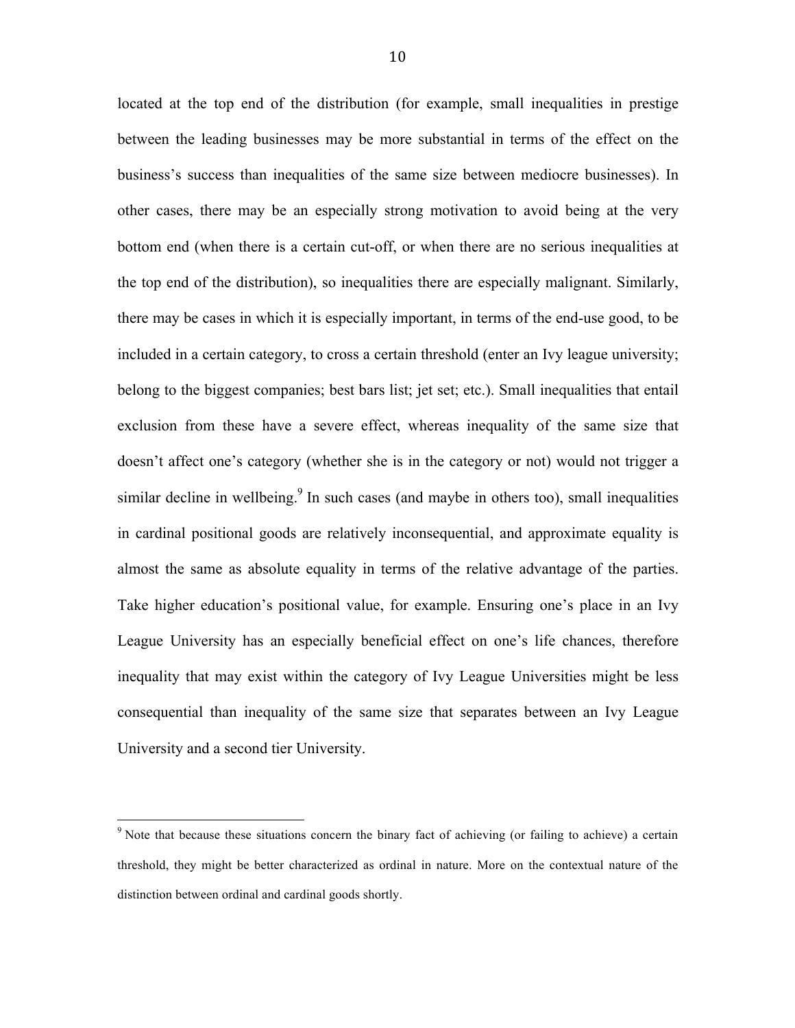located at the top end of the distribution (for example, small inequalities in prestige between the leading businesses may be more substantial in terms of the effect on the business's success than inequalities of the same size between mediocre businesses). In other cases, there may be an especially strong motivation to avoid being at the very bottom end (when there is a certain cut-off, or when there are no serious inequalities at the top end of the distribution), so inequalities there are especially malignant. Similarly, there may be cases in which it is especially important, in terms of the end-use good, to be included in a certain category, to cross a certain threshold (enter an Ivy league university; belong to the biggest companies; best bars list; jet set; etc.). Small inequalities that entail exclusion from these have a severe effect, whereas inequality of the same size that doesn't affect one's category (whether she is in the category or not) would not trigger a similar decline in wellbeing.[9] In such cases (and maybe in others too), small inequalities in cardinal positional goods are relatively inconsequential, and approximate equality is almost the same as absolute equality in terms of the relative advantage of the parties. Take higher education's positional value, for example. Ensuring one's place in an Ivy League University has an especially beneficial effect on one's life chances, therefore inequality that may exist within the category of Ivy League Universities might be less consequential than inequality of the same size that separates between an Ivy League University and a second tier University.

[9] Note that because these situations concern the binary fact of achieving (or failing to achieve) a certain threshold, they might be better characterized as ordinal in nature. More on the contextual nature of the distinction between ordinal and cardinal goods shortly.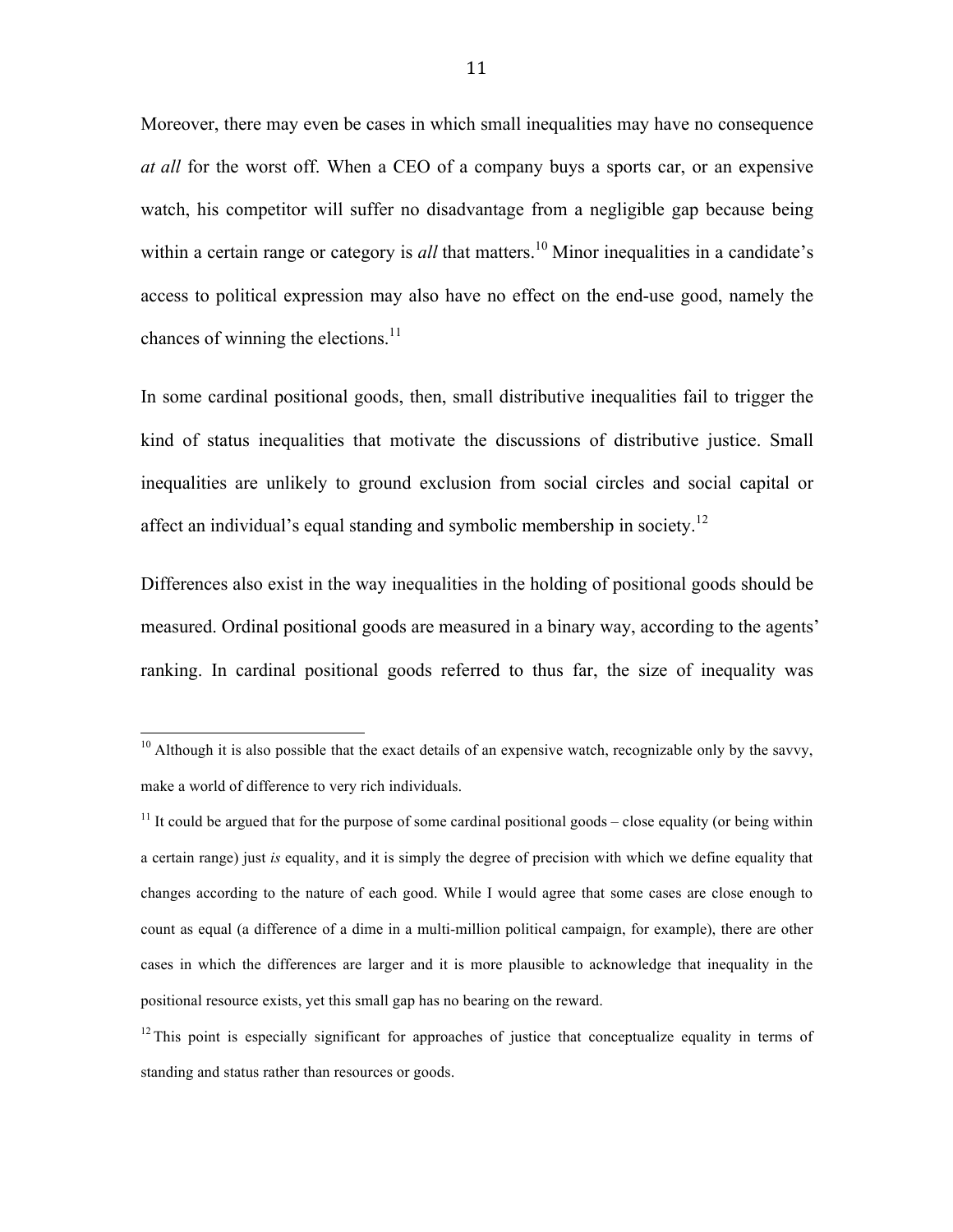Moreover, there may even be cases in which small inequalities may have no consequence *at all* for the worst off. When a CEO of a company buys a sports car, or an expensive watch, his competitor will suffer no disadvantage from a negligible gap because being within a certain range or category is *all* that matters.[10] Minor inequalities in a candidate's access to political expression may also have no effect on the end-use good, namely the chances of winning the elections.[11]

In some cardinal positional goods, then, small distributive inequalities fail to trigger the kind of status inequalities that motivate the discussions of distributive justice. Small inequalities are unlikely to ground exclusion from social circles and social capital or affect an individual's equal standing and symbolic membership in society.[12]

Differences also exist in the way inequalities in the holding of positional goods should be measured. Ordinal positional goods are measured in a binary way, according to the agents' ranking. In cardinal positional goods referred to thus far, the size of inequality was

---

[10] Although it is also possible that the exact details of an expensive watch, recognizable only by the savvy, make a world of difference to very rich individuals.

[11] It could be argued that for the purpose of some cardinal positional goods – close equality (or being within a certain range) just *is* equality, and it is simply the degree of precision with which we define equality that changes according to the nature of each good. While I would agree that some cases are close enough to count as equal (a difference of a dime in a multi-million political campaign, for example), there are other cases in which the differences are larger and it is more plausible to acknowledge that inequality in the positional resource exists, yet this small gap has no bearing on the reward.

[12] This point is especially significant for approaches of justice that conceptualize equality in terms of standing and status rather than resources or goods.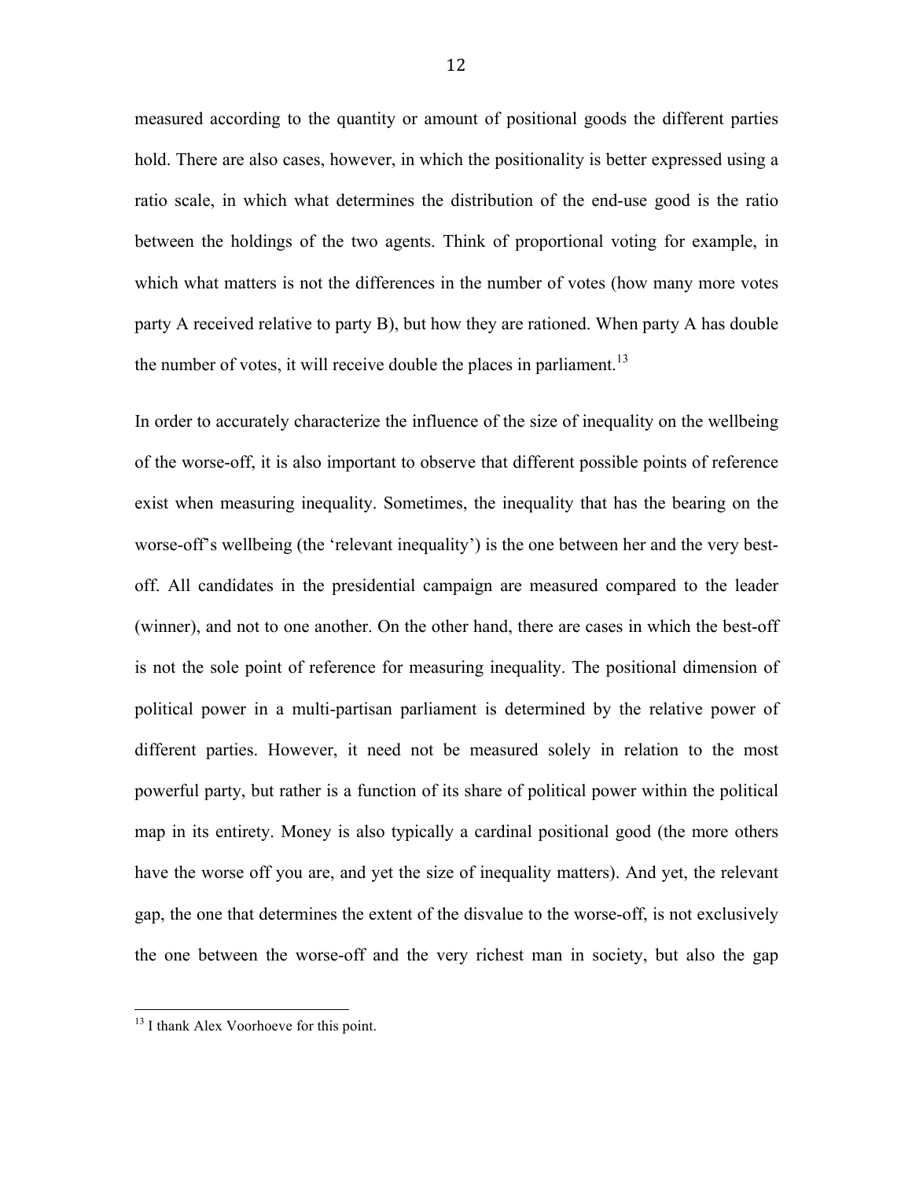measured according to the quantity or amount of positional goods the different parties hold. There are also cases, however, in which the positionality is better expressed using a ratio scale, in which what determines the distribution of the end-use good is the ratio between the holdings of the two agents. Think of proportional voting for example, in which what matters is not the differences in the number of votes (how many more votes party A received relative to party B), but how they are rationed. When party A has double the number of votes, it will receive double the places in parliament.[13]

In order to accurately characterize the influence of the size of inequality on the wellbeing of the worse-off, it is also important to observe that different possible points of reference exist when measuring inequality. Sometimes, the inequality that has the bearing on the worse-off's wellbeing (the 'relevant inequality') is the one between her and the very best-off. All candidates in the presidential campaign are measured compared to the leader (winner), and not to one another. On the other hand, there are cases in which the best-off is not the sole point of reference for measuring inequality. The positional dimension of political power in a multi-partisan parliament is determined by the relative power of different parties. However, it need not be measured solely in relation to the most powerful party, but rather is a function of its share of political power within the political map in its entirety. Money is also typically a cardinal positional good (the more others have the worse off you are, and yet the size of inequality matters). And yet, the relevant gap, the one that determines the extent of the disvalue to the worse-off, is not exclusively the one between the worse-off and the very richest man in society, but also the gap

[13] I thank Alex Voorhoeve for this point.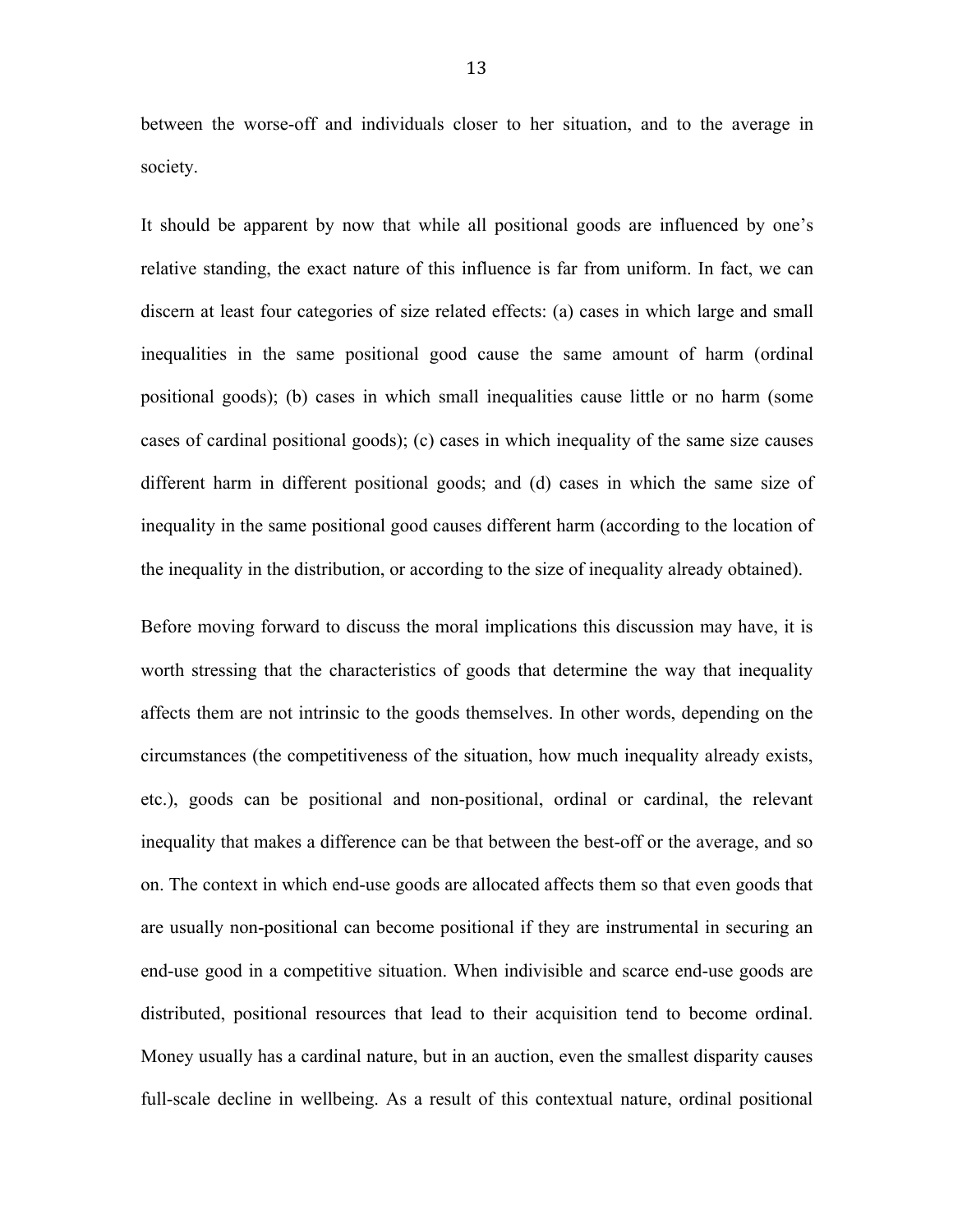between the worse-off and individuals closer to her situation, and to the average in society.

It should be apparent by now that while all positional goods are influenced by one's relative standing, the exact nature of this influence is far from uniform. In fact, we can discern at least four categories of size related effects: (a) cases in which large and small inequalities in the same positional good cause the same amount of harm (ordinal positional goods); (b) cases in which small inequalities cause little or no harm (some cases of cardinal positional goods); (c) cases in which inequality of the same size causes different harm in different positional goods; and (d) cases in which the same size of inequality in the same positional good causes different harm (according to the location of the inequality in the distribution, or according to the size of inequality already obtained).

Before moving forward to discuss the moral implications this discussion may have, it is worth stressing that the characteristics of goods that determine the way that inequality affects them are not intrinsic to the goods themselves. In other words, depending on the circumstances (the competitiveness of the situation, how much inequality already exists, etc.), goods can be positional and non-positional, ordinal or cardinal, the relevant inequality that makes a difference can be that between the best-off or the average, and so on. The context in which end-use goods are allocated affects them so that even goods that are usually non-positional can become positional if they are instrumental in securing an end-use good in a competitive situation. When indivisible and scarce end-use goods are distributed, positional resources that lead to their acquisition tend to become ordinal. Money usually has a cardinal nature, but in an auction, even the smallest disparity causes full-scale decline in wellbeing. As a result of this contextual nature, ordinal positional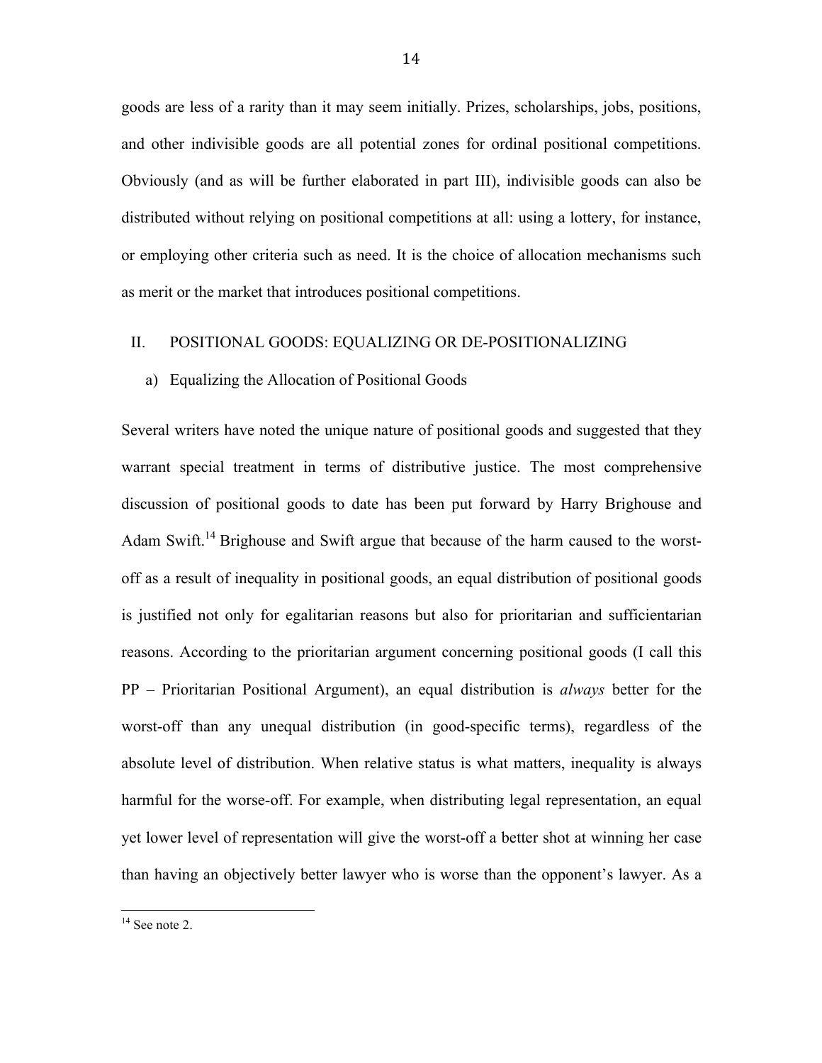goods are less of a rarity than it may seem initially. Prizes, scholarships, jobs, positions, and other indivisible goods are all potential zones for ordinal positional competitions. Obviously (and as will be further elaborated in part III), indivisible goods can also be distributed without relying on positional competitions at all: using a lottery, for instance, or employing other criteria such as need. It is the choice of allocation mechanisms such as merit or the market that introduces positional competitions.

## II. POSITIONAL GOODS: EQUALIZING OR DE-POSITIONALIZING

### a) Equalizing the Allocation of Positional Goods

Several writers have noted the unique nature of positional goods and suggested that they warrant special treatment in terms of distributive justice. The most comprehensive discussion of positional goods to date has been put forward by Harry Brighouse and Adam Swift.[14] Brighouse and Swift argue that because of the harm caused to the worst-off as a result of inequality in positional goods, an equal distribution of positional goods is justified not only for egalitarian reasons but also for prioritarian and sufficientarian reasons. According to the prioritarian argument concerning positional goods (I call this PP – Prioritarian Positional Argument), an equal distribution is *always* better for the worst-off than any unequal distribution (in good-specific terms), regardless of the absolute level of distribution. When relative status is what matters, inequality is always harmful for the worse-off. For example, when distributing legal representation, an equal yet lower level of representation will give the worst-off a better shot at winning her case than having an objectively better lawyer who is worse than the opponent's lawyer. As a

[14] See note 2.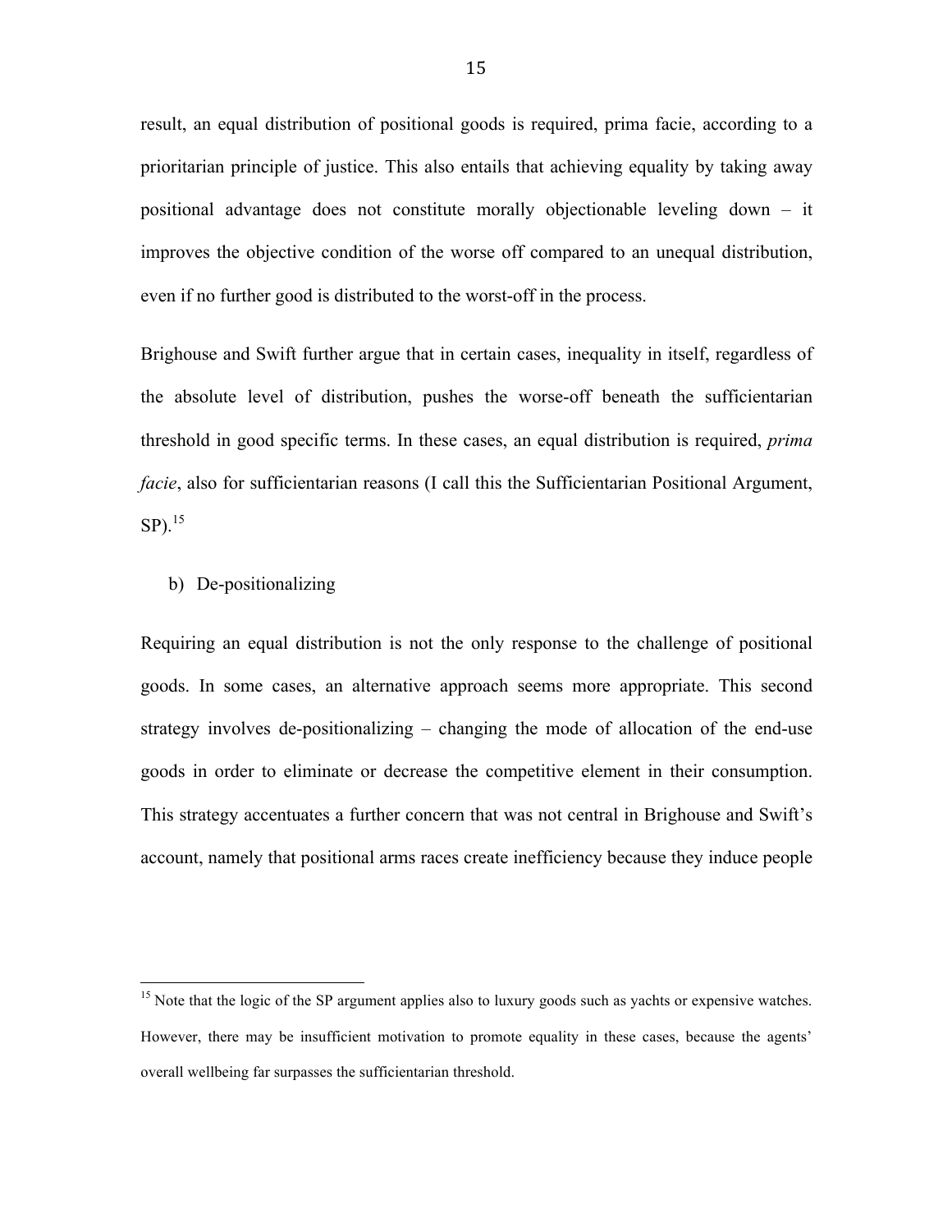result, an equal distribution of positional goods is required, prima facie, according to a prioritarian principle of justice. This also entails that achieving equality by taking away positional advantage does not constitute morally objectionable leveling down – it improves the objective condition of the worse off compared to an unequal distribution, even if no further good is distributed to the worst-off in the process.

Brighouse and Swift further argue that in certain cases, inequality in itself, regardless of the absolute level of distribution, pushes the worse-off beneath the sufficientarian threshold in good specific terms. In these cases, an equal distribution is required, *prima facie*, also for sufficientarian reasons (I call this the Sufficientarian Positional Argument, SP).[15]

b) De-positionalizing

Requiring an equal distribution is not the only response to the challenge of positional goods. In some cases, an alternative approach seems more appropriate. This second strategy involves de-positionalizing – changing the mode of allocation of the end-use goods in order to eliminate or decrease the competitive element in their consumption. This strategy accentuates a further concern that was not central in Brighouse and Swift's account, namely that positional arms races create inefficiency because they induce people

---

[15] Note that the logic of the SP argument applies also to luxury goods such as yachts or expensive watches. However, there may be insufficient motivation to promote equality in these cases, because the agents' overall wellbeing far surpasses the sufficientarian threshold.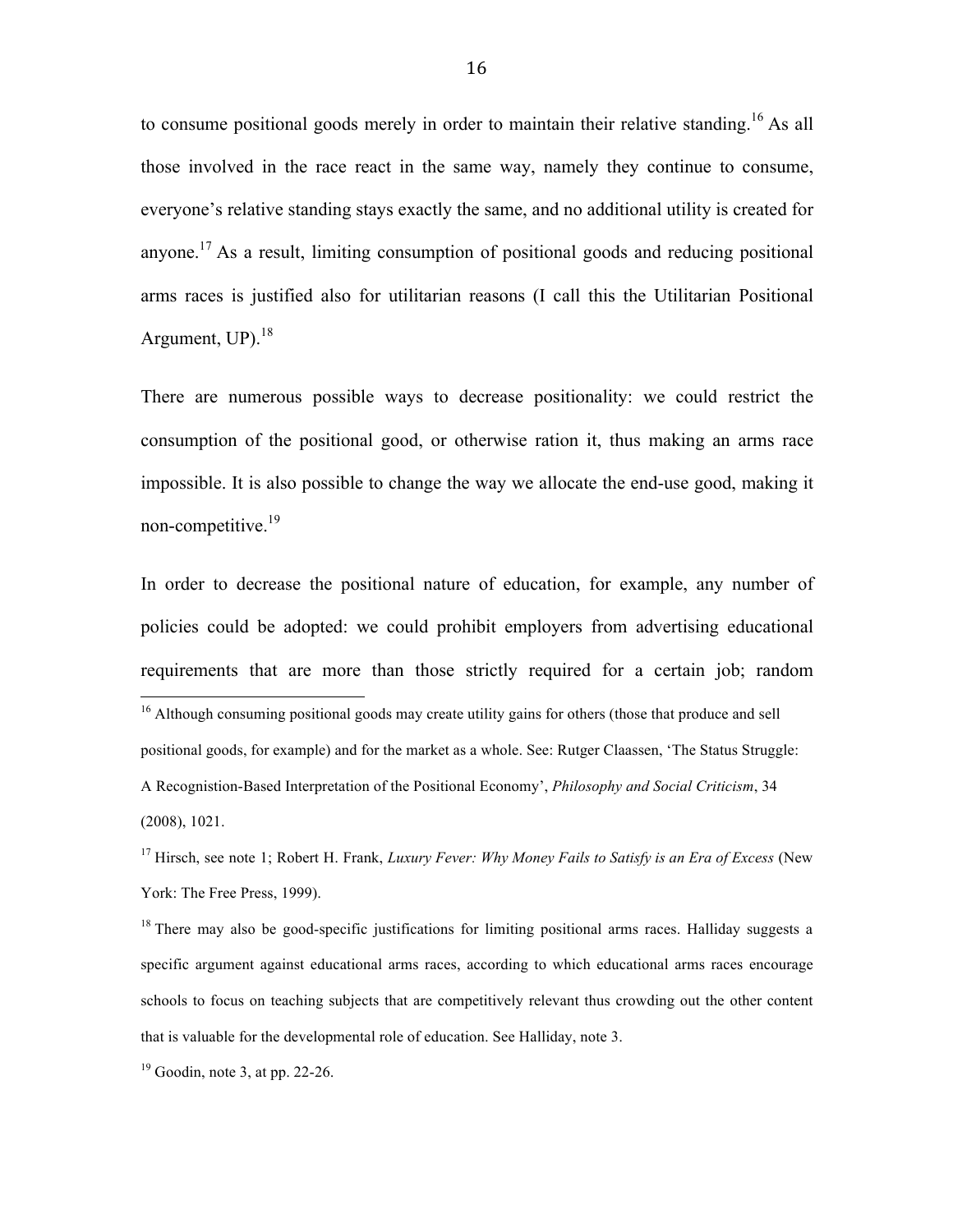to consume positional goods merely in order to maintain their relative standing.[16] As all those involved in the race react in the same way, namely they continue to consume, everyone's relative standing stays exactly the same, and no additional utility is created for anyone.[17] As a result, limiting consumption of positional goods and reducing positional arms races is justified also for utilitarian reasons (I call this the Utilitarian Positional Argument, UP).[18]

There are numerous possible ways to decrease positionality: we could restrict the consumption of the positional good, or otherwise ration it, thus making an arms race impossible. It is also possible to change the way we allocate the end-use good, making it non-competitive.[19]

In order to decrease the positional nature of education, for example, any number of policies could be adopted: we could prohibit employers from advertising educational requirements that are more than those strictly required for a certain job; random

---

[16] Although consuming positional goods may create utility gains for others (those that produce and sell positional goods, for example) and for the market as a whole. See: Rutger Claassen, 'The Status Struggle: A Recognition-Based Interpretation of the Positional Economy', *Philosophy and Social Criticism*, 34 (2008), 1021.

[17] Hirsch, see note 1; Robert H. Frank, *Luxury Fever: Why Money Fails to Satisfy is an Era of Excess* (New York: The Free Press, 1999).

[18] There may also be good-specific justifications for limiting positional arms races. Halliday suggests a specific argument against educational arms races, according to which educational arms races encourage schools to focus on teaching subjects that are competitively relevant thus crowding out the other content that is valuable for the developmental role of education. See Halliday, note 3.

[19] Goodin, note 3, at pp. 22-26.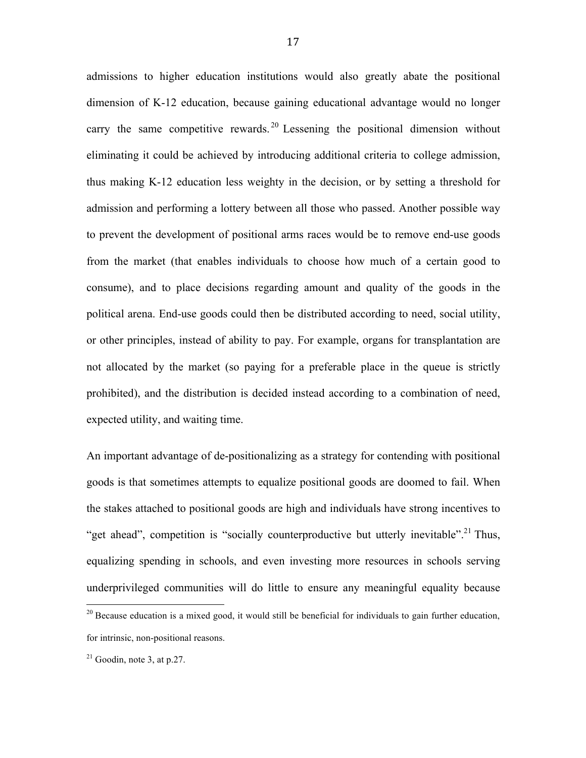admissions to higher education institutions would also greatly abate the positional dimension of K-12 education, because gaining educational advantage would no longer carry the same competitive rewards.[20] Lessening the positional dimension without eliminating it could be achieved by introducing additional criteria to college admission, thus making K-12 education less weighty in the decision, or by setting a threshold for admission and performing a lottery between all those who passed. Another possible way to prevent the development of positional arms races would be to remove end-use goods from the market (that enables individuals to choose how much of a certain good to consume), and to place decisions regarding amount and quality of the goods in the political arena. End-use goods could then be distributed according to need, social utility, or other principles, instead of ability to pay. For example, organs for transplantation are not allocated by the market (so paying for a preferable place in the queue is strictly prohibited), and the distribution is decided instead according to a combination of need, expected utility, and waiting time.

An important advantage of de-positionalizing as a strategy for contending with positional goods is that sometimes attempts to equalize positional goods are doomed to fail. When the stakes attached to positional goods are high and individuals have strong incentives to "get ahead", competition is "socially counterproductive but utterly inevitable".[21] Thus, equalizing spending in schools, and even investing more resources in schools serving underprivileged communities will do little to ensure any meaningful equality because

---

[20] Because education is a mixed good, it would still be beneficial for individuals to gain further education, for intrinsic, non-positional reasons.

[21] Goodin, note 3, at p.27.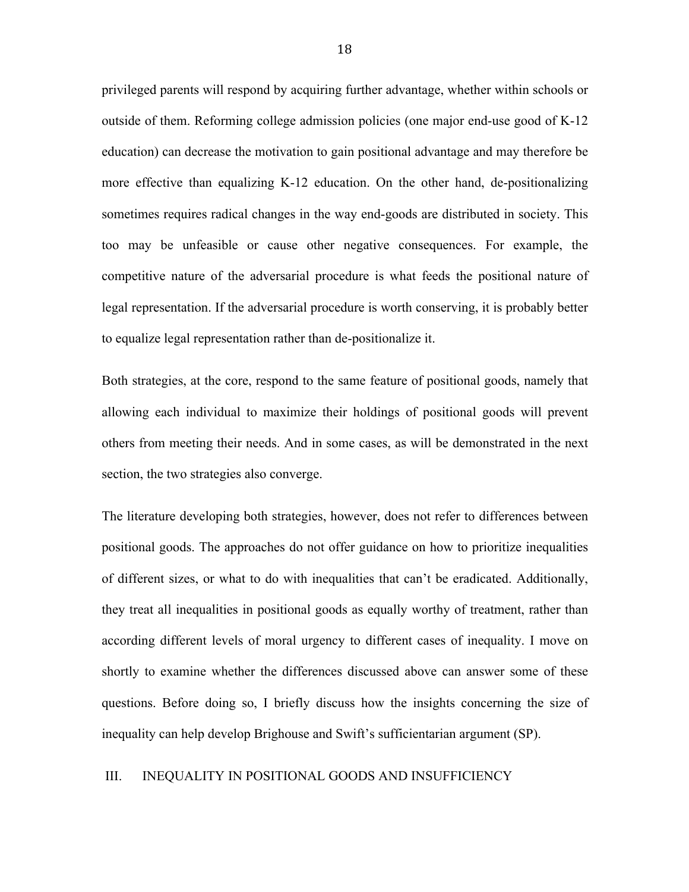privileged parents will respond by acquiring further advantage, whether within schools or outside of them. Reforming college admission policies (one major end-use good of K-12 education) can decrease the motivation to gain positional advantage and may therefore be more effective than equalizing K-12 education. On the other hand, de-positionalizing sometimes requires radical changes in the way end-goods are distributed in society. This too may be unfeasible or cause other negative consequences. For example, the competitive nature of the adversarial procedure is what feeds the positional nature of legal representation. If the adversarial procedure is worth conserving, it is probably better to equalize legal representation rather than de-positionalize it.

Both strategies, at the core, respond to the same feature of positional goods, namely that allowing each individual to maximize their holdings of positional goods will prevent others from meeting their needs. And in some cases, as will be demonstrated in the next section, the two strategies also converge.

The literature developing both strategies, however, does not refer to differences between positional goods. The approaches do not offer guidance on how to prioritize inequalities of different sizes, or what to do with inequalities that can't be eradicated. Additionally, they treat all inequalities in positional goods as equally worthy of treatment, rather than according different levels of moral urgency to different cases of inequality. I move on shortly to examine whether the differences discussed above can answer some of these questions. Before doing so, I briefly discuss how the insights concerning the size of inequality can help develop Brighouse and Swift's sufficientarian argument (SP).

## III. INEQUALITY IN POSITIONAL GOODS AND INSUFFICIENCY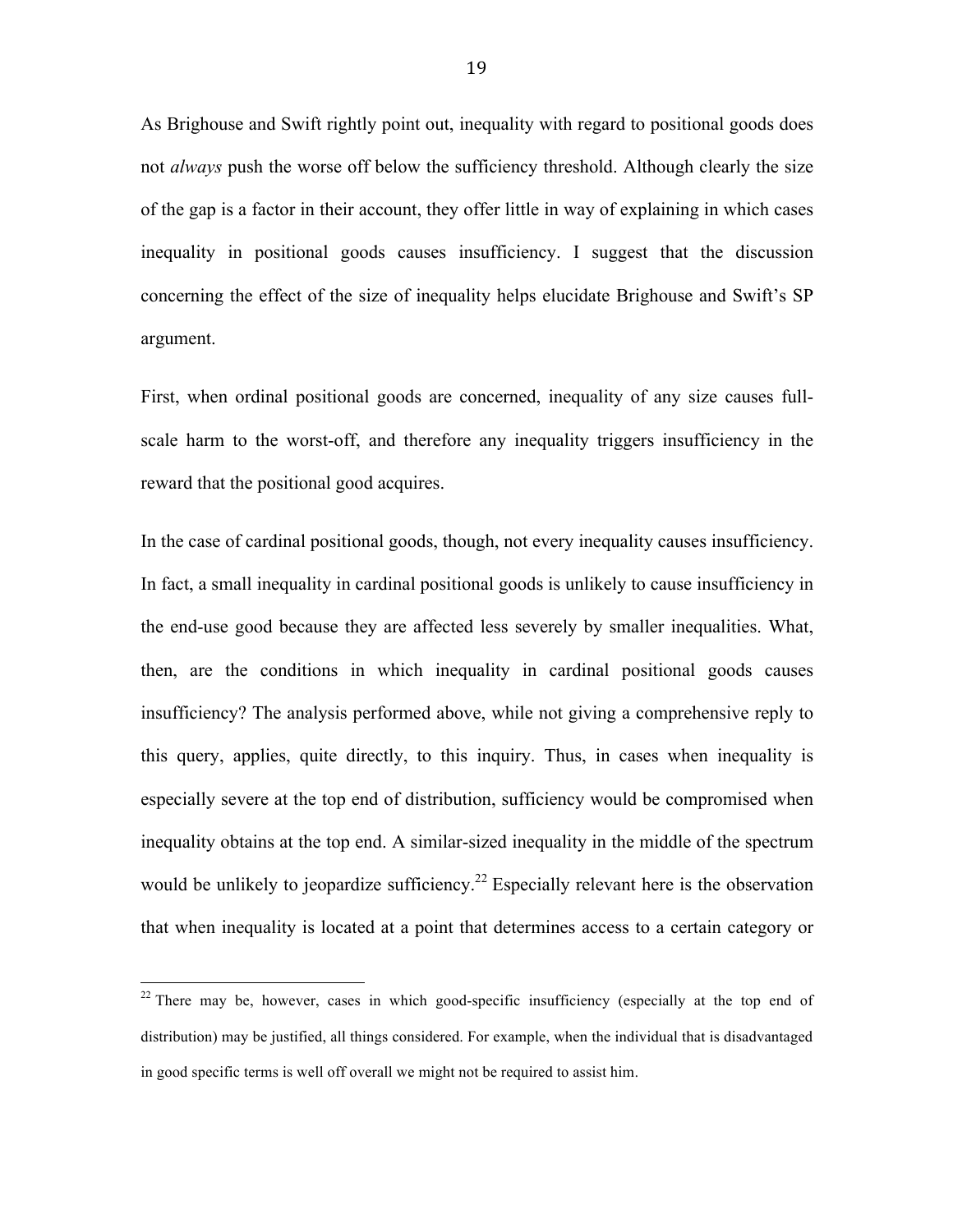As Brighouse and Swift rightly point out, inequality with regard to positional goods does not *always* push the worse off below the sufficiency threshold. Although clearly the size of the gap is a factor in their account, they offer little in way of explaining in which cases inequality in positional goods causes insufficiency. I suggest that the discussion concerning the effect of the size of inequality helps elucidate Brighouse and Swift's SP argument.

First, when ordinal positional goods are concerned, inequality of any size causes full-scale harm to the worst-off, and therefore any inequality triggers insufficiency in the reward that the positional good acquires.

In the case of cardinal positional goods, though, not every inequality causes insufficiency. In fact, a small inequality in cardinal positional goods is unlikely to cause insufficiency in the end-use good because they are affected less severely by smaller inequalities. What, then, are the conditions in which inequality in cardinal positional goods causes insufficiency? The analysis performed above, while not giving a comprehensive reply to this query, applies, quite directly, to this inquiry. Thus, in cases when inequality is especially severe at the top end of distribution, sufficiency would be compromised when inequality obtains at the top end. A similar-sized inequality in the middle of the spectrum would be unlikely to jeopardize sufficiency.[22] Especially relevant here is the observation that when inequality is located at a point that determines access to a certain category or

[22] There may be, however, cases in which good-specific insufficiency (especially at the top end of distribution) may be justified, all things considered. For example, when the individual that is disadvantaged in good specific terms is well off overall we might not be required to assist him.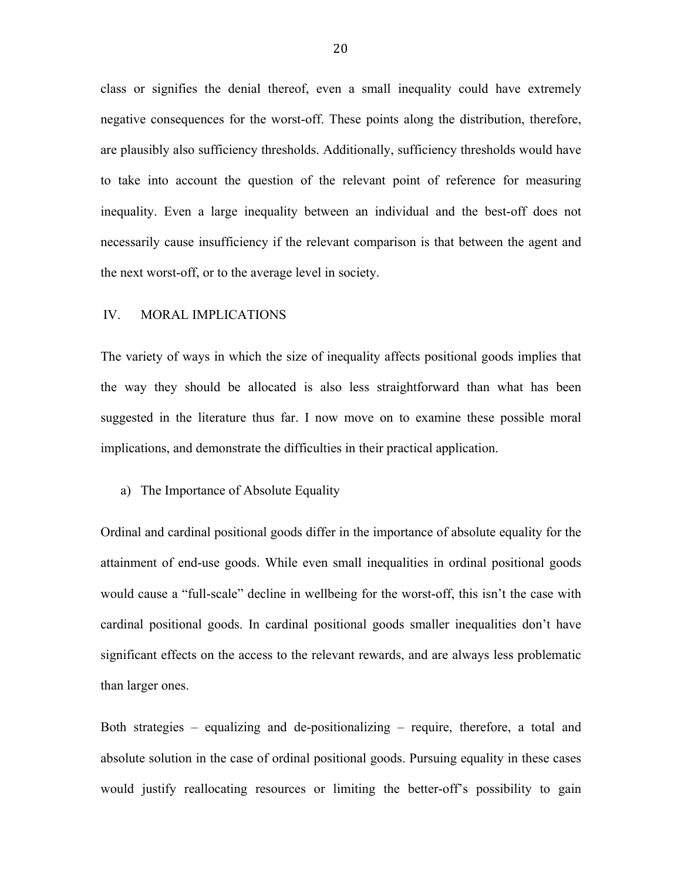class or signifies the denial thereof, even a small inequality could have extremely negative consequences for the worst-off. These points along the distribution, therefore, are plausibly also sufficiency thresholds. Additionally, sufficiency thresholds would have to take into account the question of the relevant point of reference for measuring inequality. Even a large inequality between an individual and the best-off does not necessarily cause insufficiency if the relevant comparison is that between the agent and the next worst-off, or to the average level in society.

## IV. MORAL IMPLICATIONS

The variety of ways in which the size of inequality affects positional goods implies that the way they should be allocated is also less straightforward than what has been suggested in the literature thus far. I now move on to examine these possible moral implications, and demonstrate the difficulties in their practical application.

### a) The Importance of Absolute Equality

Ordinal and cardinal positional goods differ in the importance of absolute equality for the attainment of end-use goods. While even small inequalities in ordinal positional goods would cause a "full-scale" decline in wellbeing for the worst-off, this isn't the case with cardinal positional goods. In cardinal positional goods smaller inequalities don't have significant effects on the access to the relevant rewards, and are always less problematic than larger ones.

Both strategies – equalizing and de-positionalizing – require, therefore, a total and absolute solution in the case of ordinal positional goods. Pursuing equality in these cases would justify reallocating resources or limiting the better-off's possibility to gain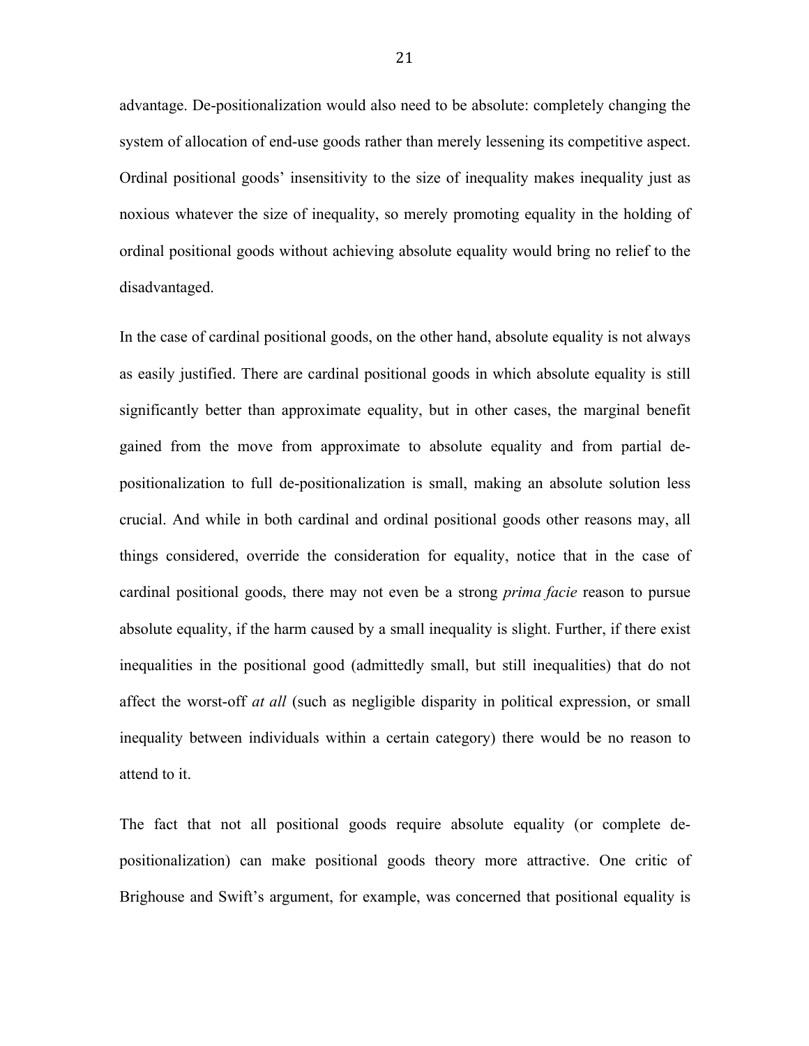advantage. De-positionalization would also need to be absolute: completely changing the system of allocation of end-use goods rather than merely lessening its competitive aspect. Ordinal positional goods' insensitivity to the size of inequality makes inequality just as noxious whatever the size of inequality, so merely promoting equality in the holding of ordinal positional goods without achieving absolute equality would bring no relief to the disadvantaged.

In the case of cardinal positional goods, on the other hand, absolute equality is not always as easily justified. There are cardinal positional goods in which absolute equality is still significantly better than approximate equality, but in other cases, the marginal benefit gained from the move from approximate to absolute equality and from partial de-positionalization to full de-positionalization is small, making an absolute solution less crucial. And while in both cardinal and ordinal positional goods other reasons may, all things considered, override the consideration for equality, notice that in the case of cardinal positional goods, there may not even be a strong *prima facie* reason to pursue absolute equality, if the harm caused by a small inequality is slight. Further, if there exist inequalities in the positional good (admittedly small, but still inequalities) that do not affect the worst-off *at all* (such as negligible disparity in political expression, or small inequality between individuals within a certain category) there would be no reason to attend to it.

The fact that not all positional goods require absolute equality (or complete de-positionalization) can make positional goods theory more attractive. One critic of Brighouse and Swift's argument, for example, was concerned that positional equality is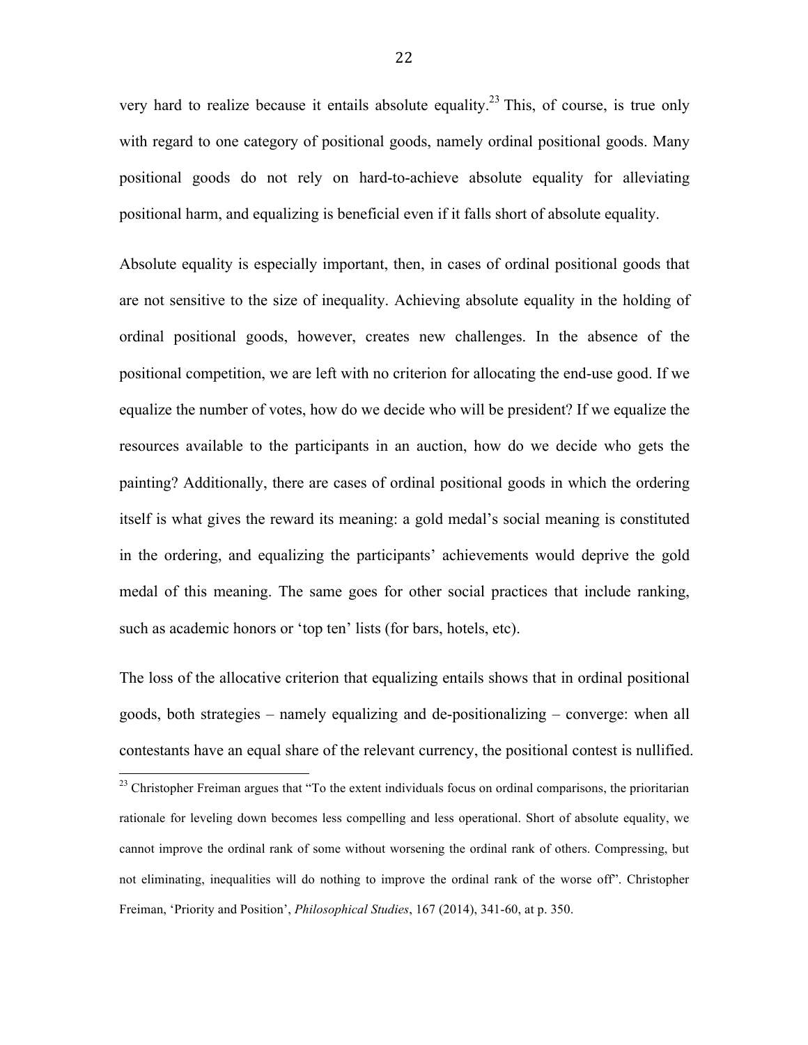very hard to realize because it entails absolute equality.[23] This, of course, is true only with regard to one category of positional goods, namely ordinal positional goods. Many positional goods do not rely on hard-to-achieve absolute equality for alleviating positional harm, and equalizing is beneficial even if it falls short of absolute equality.

Absolute equality is especially important, then, in cases of ordinal positional goods that are not sensitive to the size of inequality. Achieving absolute equality in the holding of ordinal positional goods, however, creates new challenges. In the absence of the positional competition, we are left with no criterion for allocating the end-use good. If we equalize the number of votes, how do we decide who will be president? If we equalize the resources available to the participants in an auction, how do we decide who gets the painting? Additionally, there are cases of ordinal positional goods in which the ordering itself is what gives the reward its meaning: a gold medal's social meaning is constituted in the ordering, and equalizing the participants' achievements would deprive the gold medal of this meaning. The same goes for other social practices that include ranking, such as academic honors or 'top ten' lists (for bars, hotels, etc).

The loss of the allocative criterion that equalizing entails shows that in ordinal positional goods, both strategies – namely equalizing and de-positionalizing – converge: when all contestants have an equal share of the relevant currency, the positional contest is nullified.

[23] Christopher Freiman argues that "To the extent individuals focus on ordinal comparisons, the prioritarian rationale for leveling down becomes less compelling and less operational. Short of absolute equality, we cannot improve the ordinal rank of some without worsening the ordinal rank of others. Compressing, but not eliminating, inequalities will do nothing to improve the ordinal rank of the worse off". Christopher Freiman, 'Priority and Position', *Philosophical Studies*, 167 (2014), 341-60, at p. 350.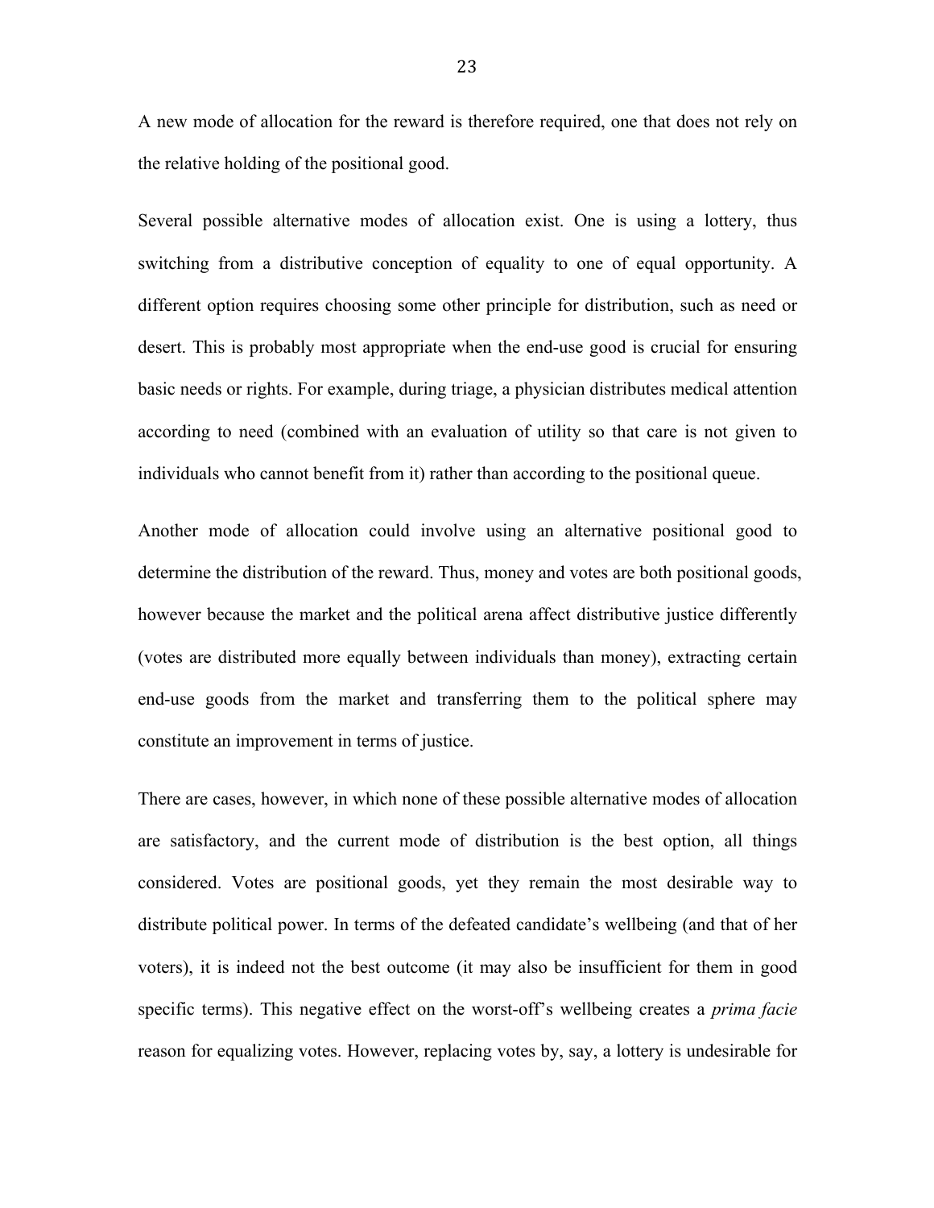A new mode of allocation for the reward is therefore required, one that does not rely on the relative holding of the positional good.

Several possible alternative modes of allocation exist. One is using a lottery, thus switching from a distributive conception of equality to one of equal opportunity. A different option requires choosing some other principle for distribution, such as need or desert. This is probably most appropriate when the end-use good is crucial for ensuring basic needs or rights. For example, during triage, a physician distributes medical attention according to need (combined with an evaluation of utility so that care is not given to individuals who cannot benefit from it) rather than according to the positional queue.

Another mode of allocation could involve using an alternative positional good to determine the distribution of the reward. Thus, money and votes are both positional goods, however because the market and the political arena affect distributive justice differently (votes are distributed more equally between individuals than money), extracting certain end-use goods from the market and transferring them to the political sphere may constitute an improvement in terms of justice.

There are cases, however, in which none of these possible alternative modes of allocation are satisfactory, and the current mode of distribution is the best option, all things considered. Votes are positional goods, yet they remain the most desirable way to distribute political power. In terms of the defeated candidate's wellbeing (and that of her voters), it is indeed not the best outcome (it may also be insufficient for them in good specific terms). This negative effect on the worst-off's wellbeing creates a *prima facie* reason for equalizing votes. However, replacing votes by, say, a lottery is undesirable for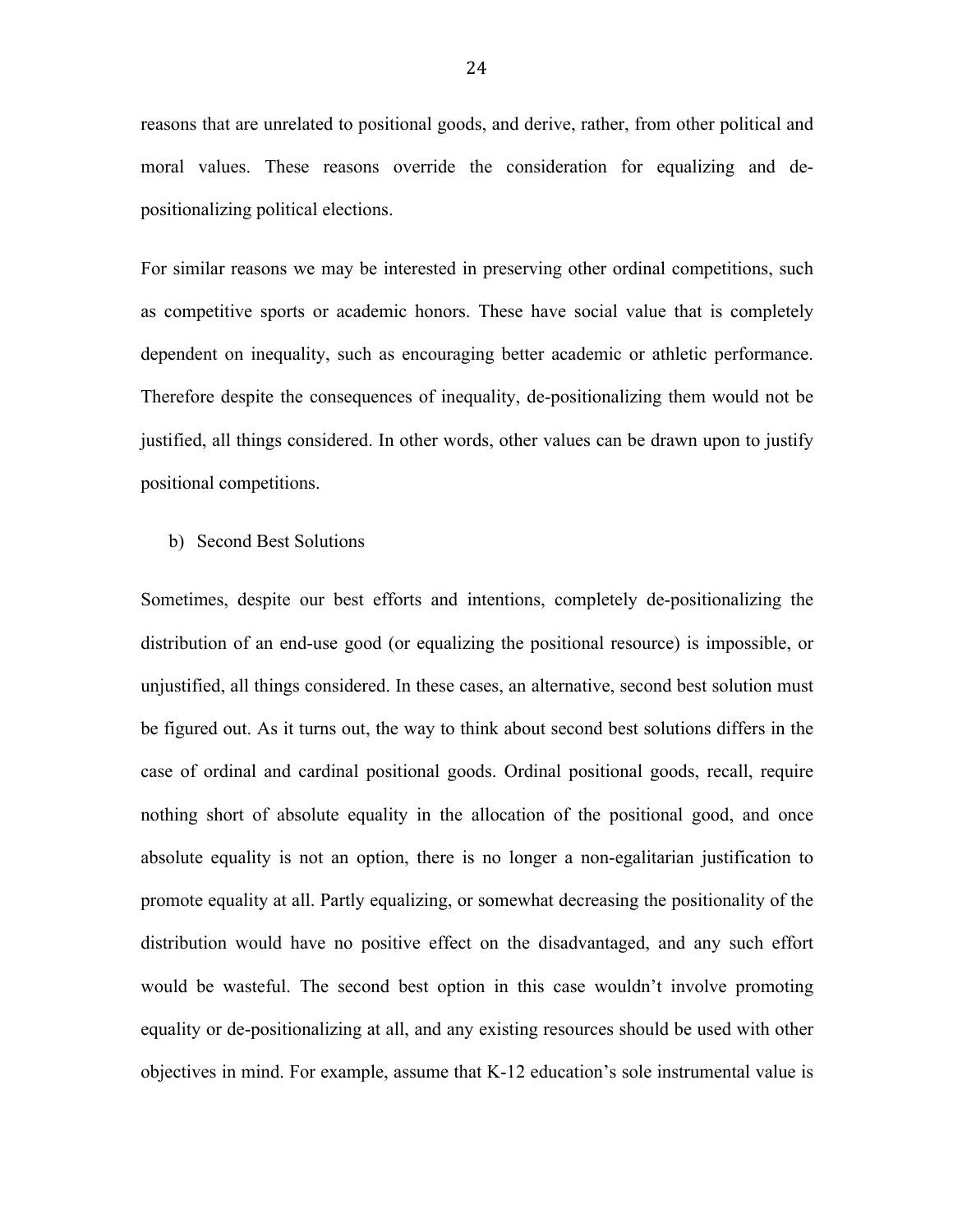reasons that are unrelated to positional goods, and derive, rather, from other political and moral values. These reasons override the consideration for equalizing and de-positionalizing political elections.

For similar reasons we may be interested in preserving other ordinal competitions, such as competitive sports or academic honors. These have social value that is completely dependent on inequality, such as encouraging better academic or athletic performance. Therefore despite the consequences of inequality, de-positionalizing them would not be justified, all things considered. In other words, other values can be drawn upon to justify positional competitions.

b) Second Best Solutions

Sometimes, despite our best efforts and intentions, completely de-positionalizing the distribution of an end-use good (or equalizing the positional resource) is impossible, or unjustified, all things considered. In these cases, an alternative, second best solution must be figured out. As it turns out, the way to think about second best solutions differs in the case of ordinal and cardinal positional goods. Ordinal positional goods, recall, require nothing short of absolute equality in the allocation of the positional good, and once absolute equality is not an option, there is no longer a non-egalitarian justification to promote equality at all. Partly equalizing, or somewhat decreasing the positionality of the distribution would have no positive effect on the disadvantaged, and any such effort would be wasteful. The second best option in this case wouldn't involve promoting equality or de-positionalizing at all, and any existing resources should be used with other objectives in mind. For example, assume that K-12 education's sole instrumental value is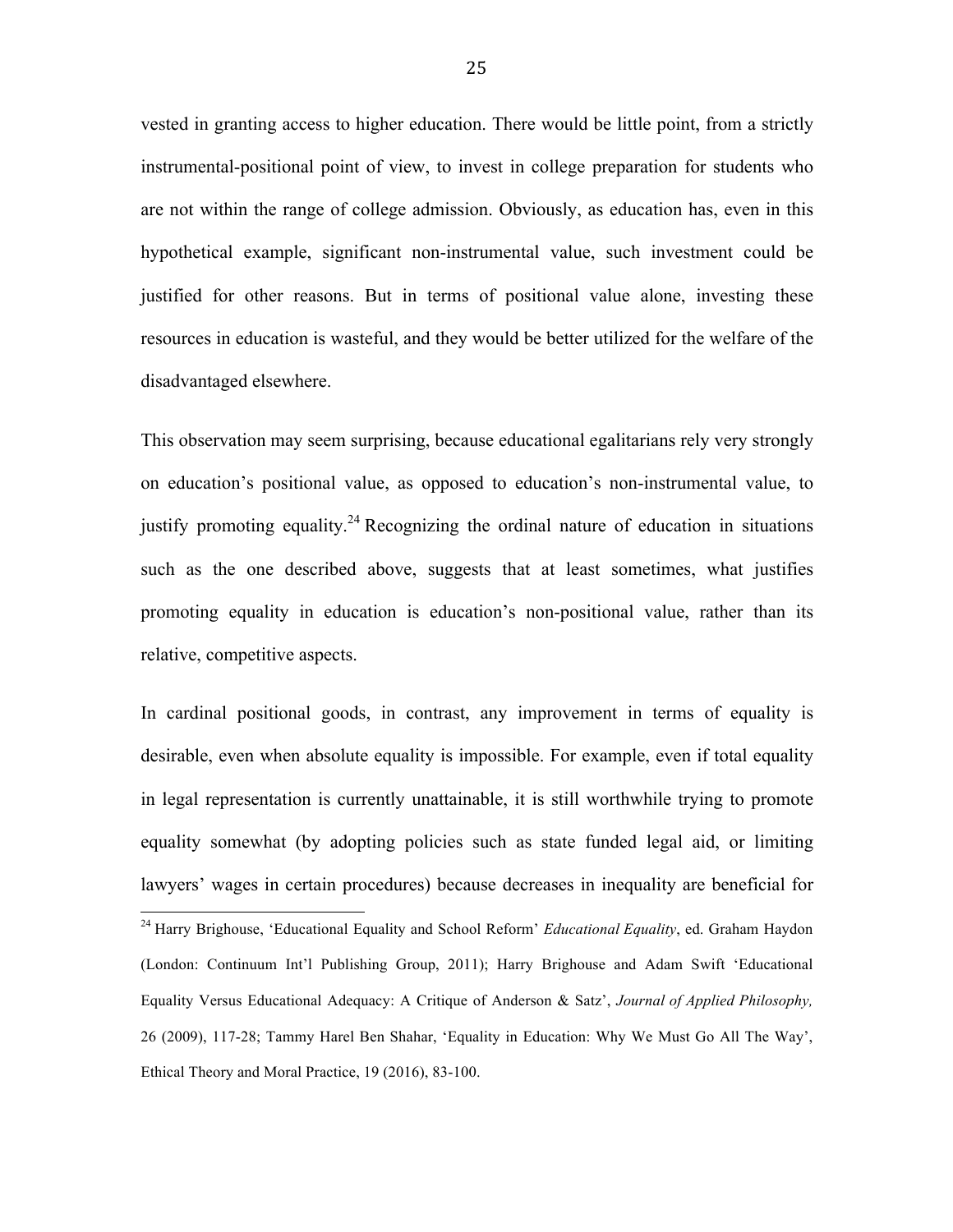vested in granting access to higher education. There would be little point, from a strictly instrumental-positional point of view, to invest in college preparation for students who are not within the range of college admission. Obviously, as education has, even in this hypothetical example, significant non-instrumental value, such investment could be justified for other reasons. But in terms of positional value alone, investing these resources in education is wasteful, and they would be better utilized for the welfare of the disadvantaged elsewhere.

This observation may seem surprising, because educational egalitarians rely very strongly on education's positional value, as opposed to education's non-instrumental value, to justify promoting equality.[24] Recognizing the ordinal nature of education in situations such as the one described above, suggests that at least sometimes, what justifies promoting equality in education is education's non-positional value, rather than its relative, competitive aspects.

In cardinal positional goods, in contrast, any improvement in terms of equality is desirable, even when absolute equality is impossible. For example, even if total equality in legal representation is currently unattainable, it is still worthwhile trying to promote equality somewhat (by adopting policies such as state funded legal aid, or limiting lawyers' wages in certain procedures) because decreases in inequality are beneficial for

[24] Harry Brighouse, 'Educational Equality and School Reform' *Educational Equality*, ed. Graham Haydon (London: Continuum Int'l Publishing Group, 2011); Harry Brighouse and Adam Swift 'Educational Equality Versus Educational Adequacy: A Critique of Anderson & Satz', *Journal of Applied Philosophy,* 26 (2009), 117-28; Tammy Harel Ben Shahar, 'Equality in Education: Why We Must Go All The Way', Ethical Theory and Moral Practice, 19 (2016), 83-100.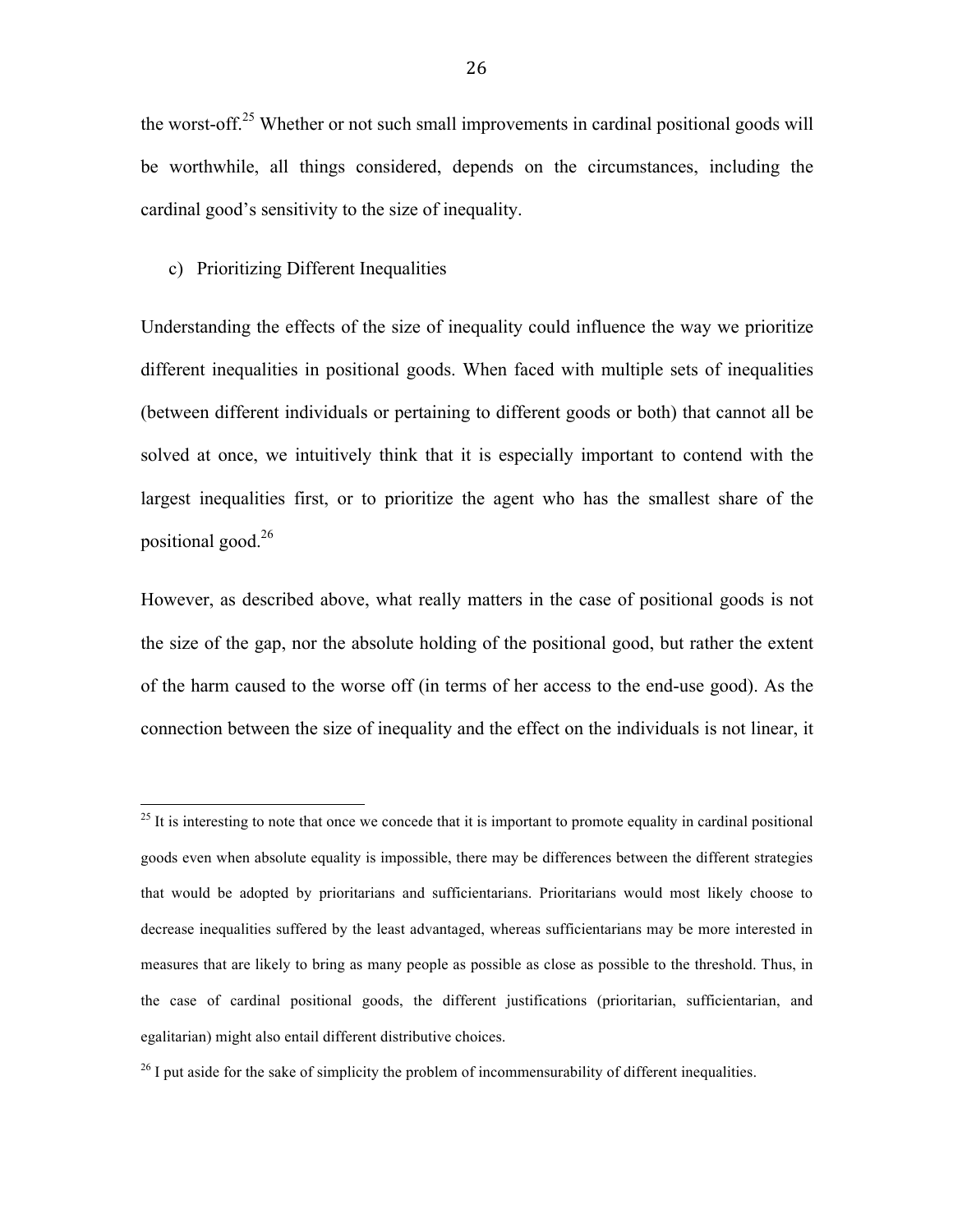the worst-off.[25] Whether or not such small improvements in cardinal positional goods will be worthwhile, all things considered, depends on the circumstances, including the cardinal good's sensitivity to the size of inequality.

c) Prioritizing Different Inequalities

Understanding the effects of the size of inequality could influence the way we prioritize different inequalities in positional goods. When faced with multiple sets of inequalities (between different individuals or pertaining to different goods or both) that cannot all be solved at once, we intuitively think that it is especially important to contend with the largest inequalities first, or to prioritize the agent who has the smallest share of the positional good.[26]

However, as described above, what really matters in the case of positional goods is not the size of the gap, nor the absolute holding of the positional good, but rather the extent of the harm caused to the worse off (in terms of her access to the end-use good). As the connection between the size of inequality and the effect on the individuals is not linear, it

---

[25] It is interesting to note that once we concede that it is important to promote equality in cardinal positional goods even when absolute equality is impossible, there may be differences between the different strategies that would be adopted by prioritarians and sufficientarians. Prioritarians would most likely choose to decrease inequalities suffered by the least advantaged, whereas sufficientarians may be more interested in measures that are likely to bring as many people as possible as close as possible to the threshold. Thus, in the case of cardinal positional goods, the different justifications (prioritarian, sufficientarian, and egalitarian) might also entail different distributive choices.

[26] I put aside for the sake of simplicity the problem of incommensurability of different inequalities.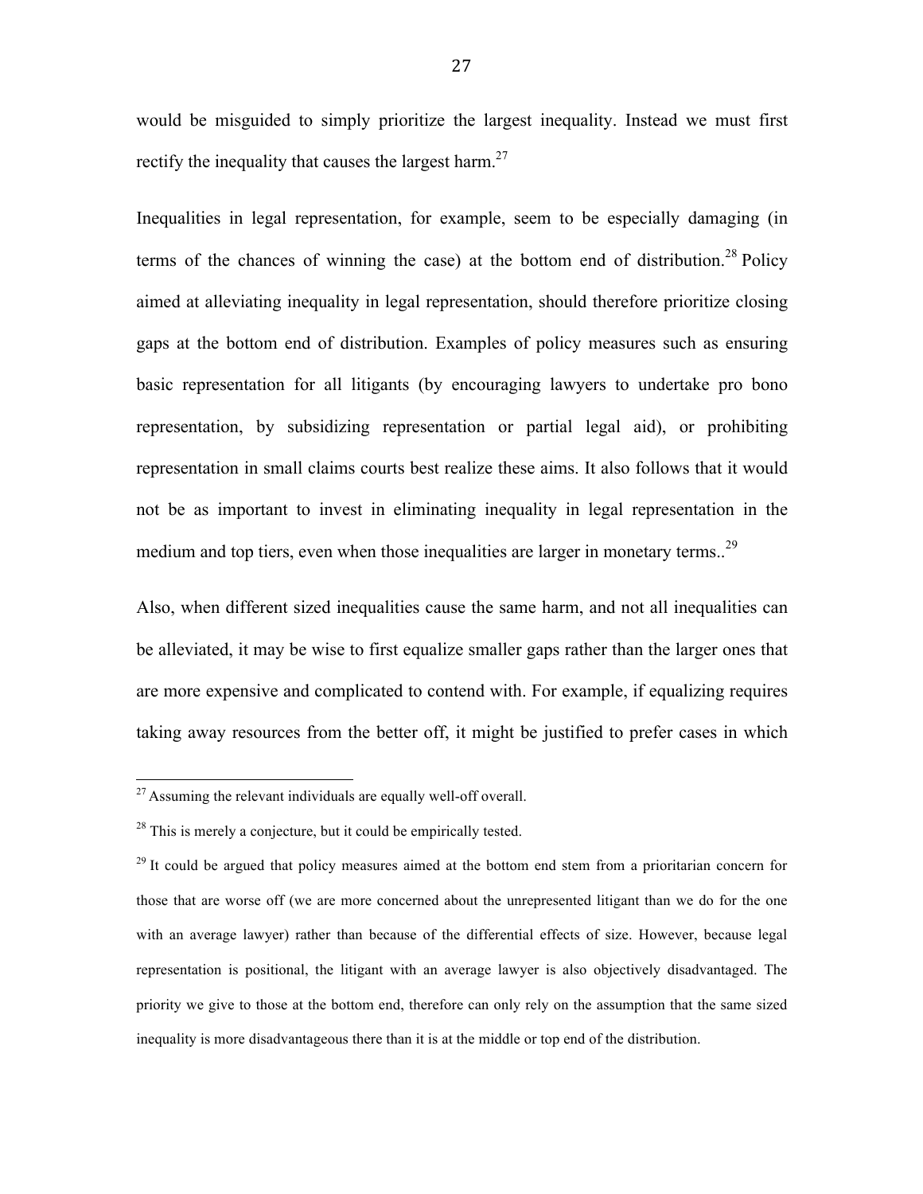would be misguided to simply prioritize the largest inequality. Instead we must first rectify the inequality that causes the largest harm.[27]

Inequalities in legal representation, for example, seem to be especially damaging (in terms of the chances of winning the case) at the bottom end of distribution.[28] Policy aimed at alleviating inequality in legal representation, should therefore prioritize closing gaps at the bottom end of distribution. Examples of policy measures such as ensuring basic representation for all litigants (by encouraging lawyers to undertake pro bono representation, by subsidizing representation or partial legal aid), or prohibiting representation in small claims courts best realize these aims. It also follows that it would not be as important to invest in eliminating inequality in legal representation in the medium and top tiers, even when those inequalities are larger in monetary terms..[29]

Also, when different sized inequalities cause the same harm, and not all inequalities can be alleviated, it may be wise to first equalize smaller gaps rather than the larger ones that are more expensive and complicated to contend with. For example, if equalizing requires taking away resources from the better off, it might be justified to prefer cases in which

---

[27] Assuming the relevant individuals are equally well-off overall.

[28] This is merely a conjecture, but it could be empirically tested.

[29] It could be argued that policy measures aimed at the bottom end stem from a prioritarian concern for those that are worse off (we are more concerned about the unrepresented litigant than we do for the one with an average lawyer) rather than because of the differential effects of size. However, because legal representation is positional, the litigant with an average lawyer is also objectively disadvantaged. The priority we give to those at the bottom end, therefore can only rely on the assumption that the same sized inequality is more disadvantageous there than it is at the middle or top end of the distribution.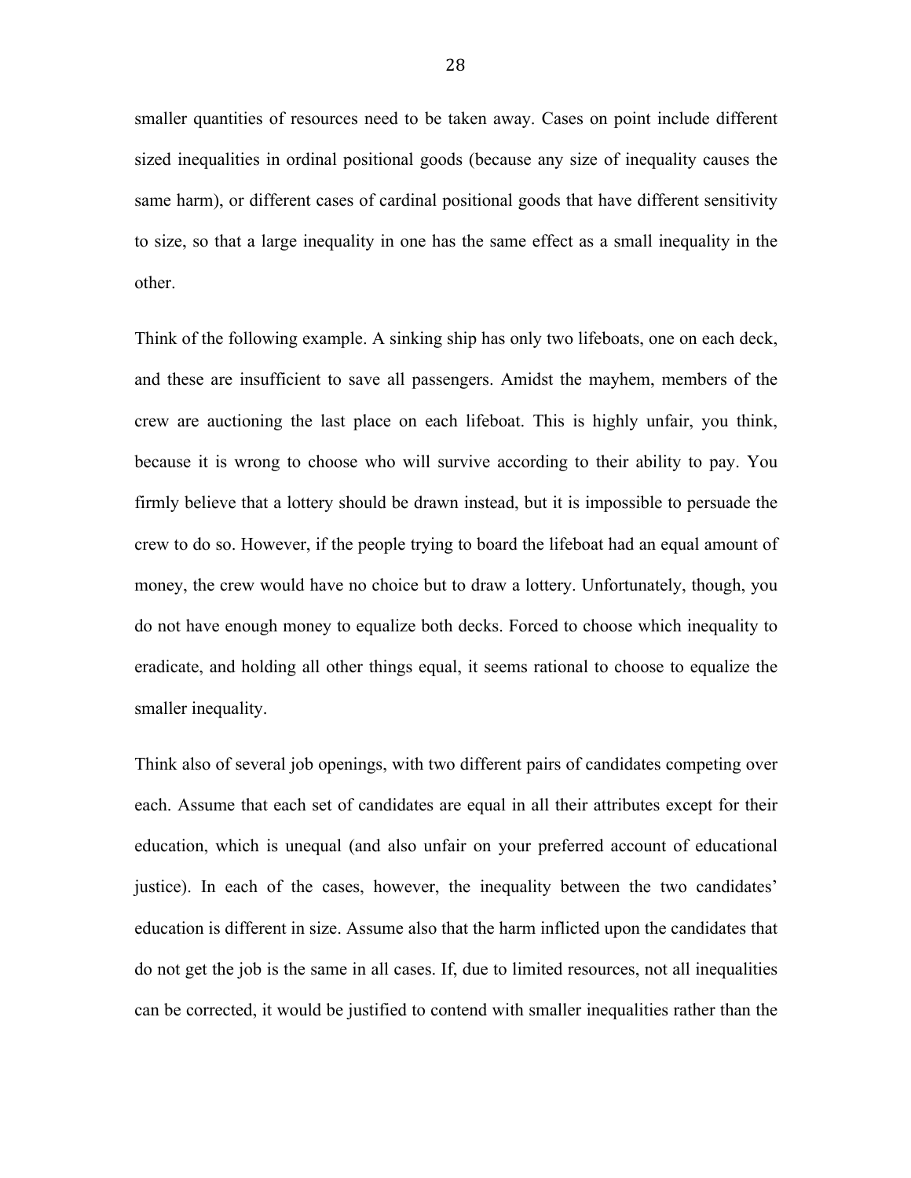smaller quantities of resources need to be taken away. Cases on point include different sized inequalities in ordinal positional goods (because any size of inequality causes the same harm), or different cases of cardinal positional goods that have different sensitivity to size, so that a large inequality in one has the same effect as a small inequality in the other.

Think of the following example. A sinking ship has only two lifeboats, one on each deck, and these are insufficient to save all passengers. Amidst the mayhem, members of the crew are auctioning the last place on each lifeboat. This is highly unfair, you think, because it is wrong to choose who will survive according to their ability to pay. You firmly believe that a lottery should be drawn instead, but it is impossible to persuade the crew to do so. However, if the people trying to board the lifeboat had an equal amount of money, the crew would have no choice but to draw a lottery. Unfortunately, though, you do not have enough money to equalize both decks. Forced to choose which inequality to eradicate, and holding all other things equal, it seems rational to choose to equalize the smaller inequality.

Think also of several job openings, with two different pairs of candidates competing over each. Assume that each set of candidates are equal in all their attributes except for their education, which is unequal (and also unfair on your preferred account of educational justice). In each of the cases, however, the inequality between the two candidates' education is different in size. Assume also that the harm inflicted upon the candidates that do not get the job is the same in all cases. If, due to limited resources, not all inequalities can be corrected, it would be justified to contend with smaller inequalities rather than the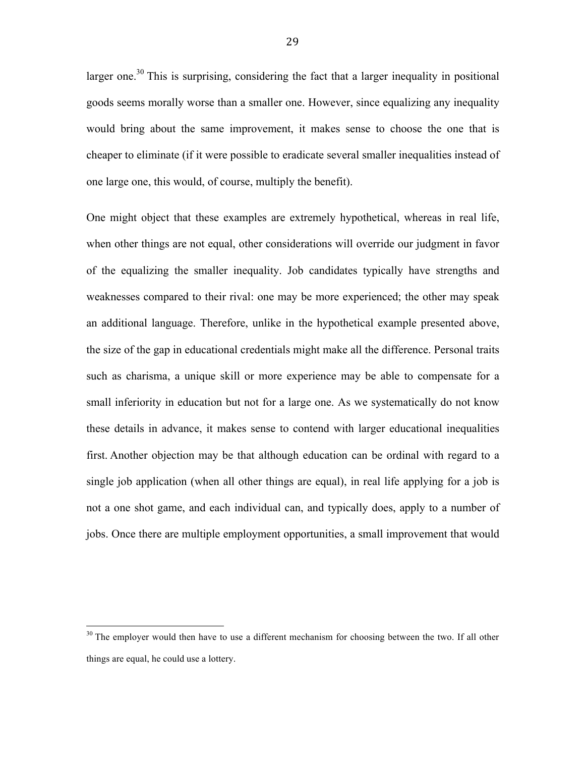larger one.[30] This is surprising, considering the fact that a larger inequality in positional goods seems morally worse than a smaller one. However, since equalizing any inequality would bring about the same improvement, it makes sense to choose the one that is cheaper to eliminate (if it were possible to eradicate several smaller inequalities instead of one large one, this would, of course, multiply the benefit).

One might object that these examples are extremely hypothetical, whereas in real life, when other things are not equal, other considerations will override our judgment in favor of the equalizing the smaller inequality. Job candidates typically have strengths and weaknesses compared to their rival: one may be more experienced; the other may speak an additional language. Therefore, unlike in the hypothetical example presented above, the size of the gap in educational credentials might make all the difference. Personal traits such as charisma, a unique skill or more experience may be able to compensate for a small inferiority in education but not for a large one. As we systematically do not know these details in advance, it makes sense to contend with larger educational inequalities first. Another objection may be that although education can be ordinal with regard to a single job application (when all other things are equal), in real life applying for a job is not a one shot game, and each individual can, and typically does, apply to a number of jobs. Once there are multiple employment opportunities, a small improvement that would

---

[30] The employer would then have to use a different mechanism for choosing between the two. If all other things are equal, he could use a lottery.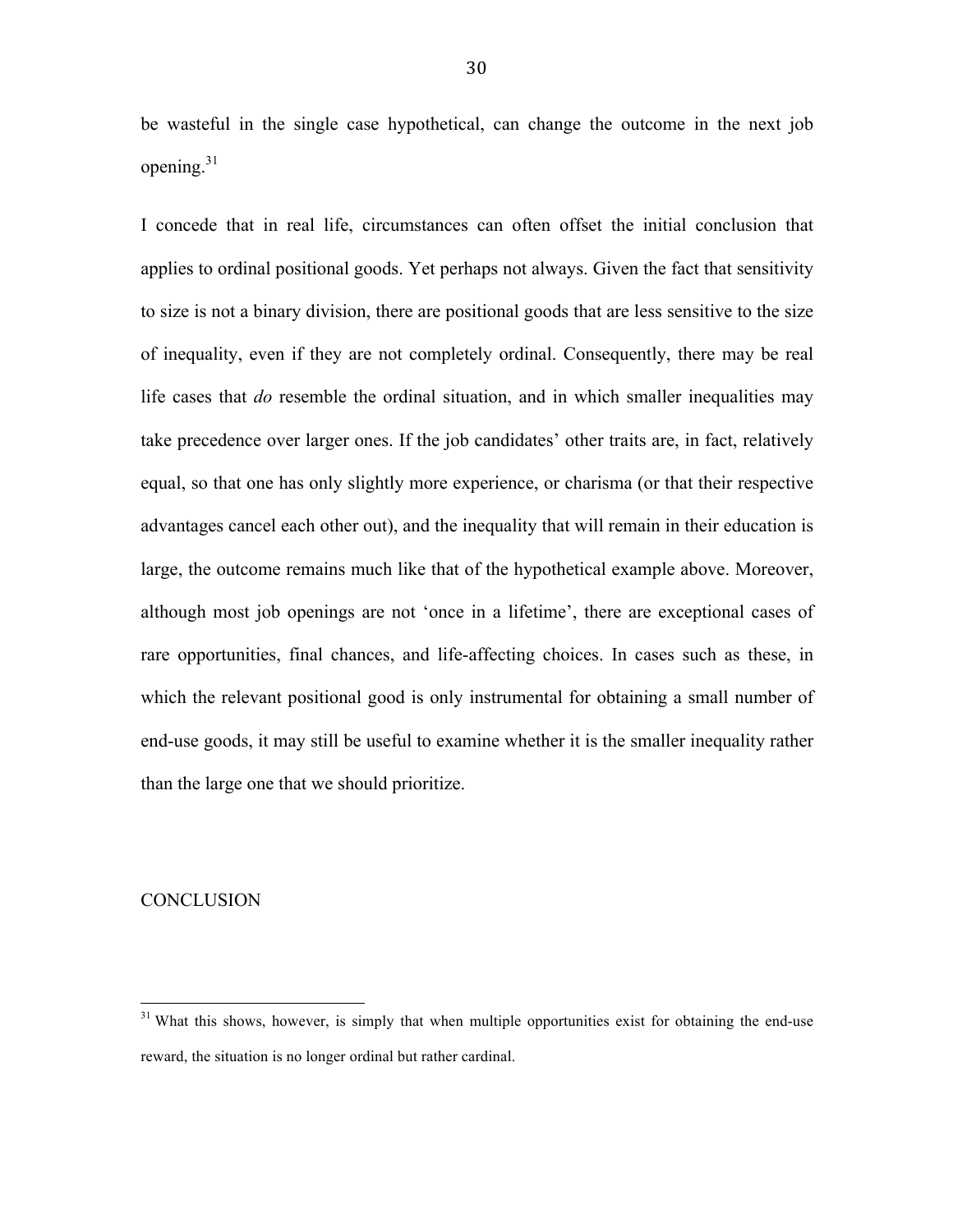be wasteful in the single case hypothetical, can change the outcome in the next job opening.[31]

I concede that in real life, circumstances can often offset the initial conclusion that applies to ordinal positional goods. Yet perhaps not always. Given the fact that sensitivity to size is not a binary division, there are positional goods that are less sensitive to the size of inequality, even if they are not completely ordinal. Consequently, there may be real life cases that *do* resemble the ordinal situation, and in which smaller inequalities may take precedence over larger ones. If the job candidates' other traits are, in fact, relatively equal, so that one has only slightly more experience, or charisma (or that their respective advantages cancel each other out), and the inequality that will remain in their education is large, the outcome remains much like that of the hypothetical example above. Moreover, although most job openings are not 'once in a lifetime', there are exceptional cases of rare opportunities, final chances, and life-affecting choices. In cases such as these, in which the relevant positional good is only instrumental for obtaining a small number of end-use goods, it may still be useful to examine whether it is the smaller inequality rather than the large one that we should prioritize.

## CONCLUSION

[31] What this shows, however, is simply that when multiple opportunities exist for obtaining the end-use reward, the situation is no longer ordinal but rather cardinal.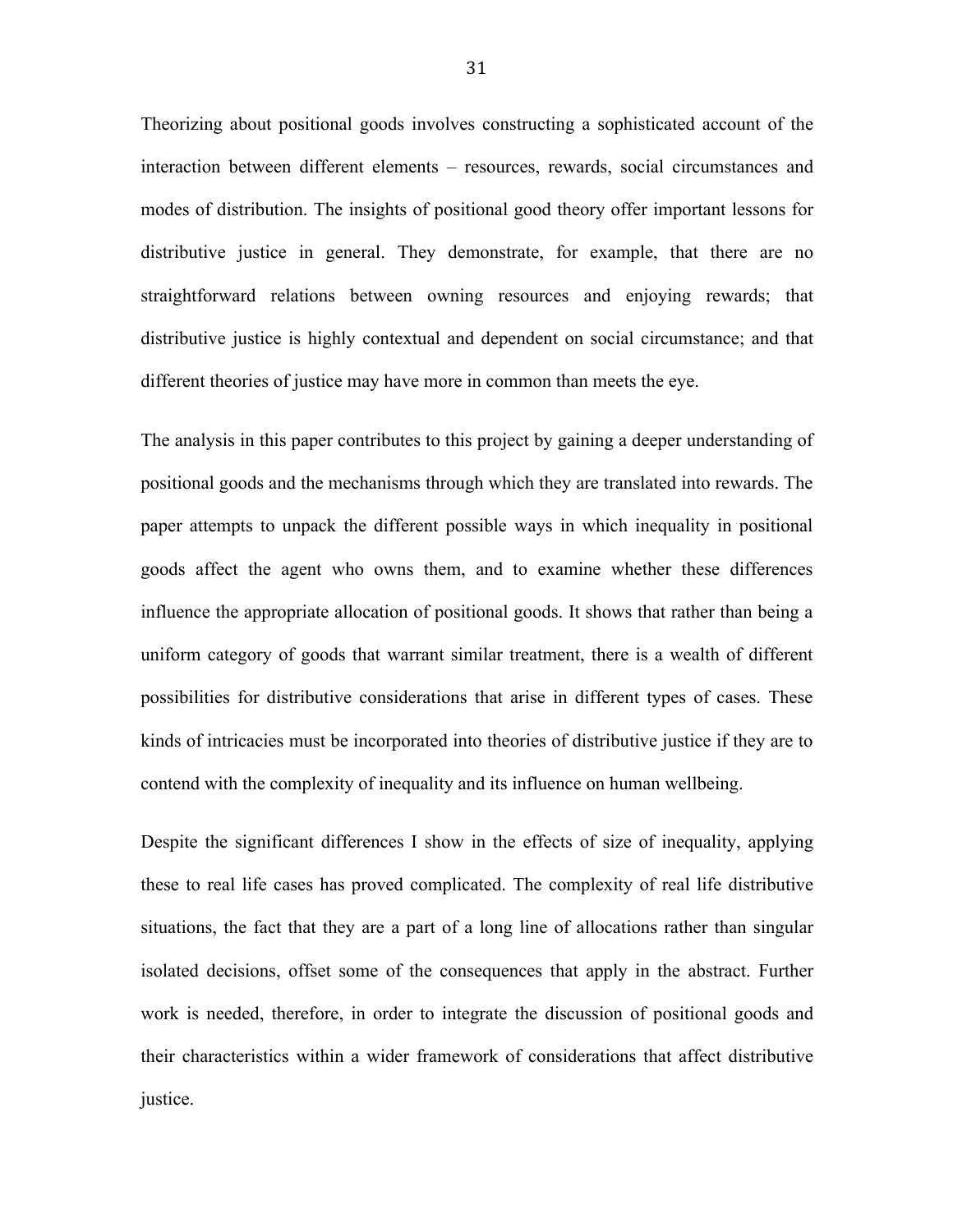Theorizing about positional goods involves constructing a sophisticated account of the interaction between different elements – resources, rewards, social circumstances and modes of distribution. The insights of positional good theory offer important lessons for distributive justice in general. They demonstrate, for example, that there are no straightforward relations between owning resources and enjoying rewards; that distributive justice is highly contextual and dependent on social circumstance; and that different theories of justice may have more in common than meets the eye.

The analysis in this paper contributes to this project by gaining a deeper understanding of positional goods and the mechanisms through which they are translated into rewards. The paper attempts to unpack the different possible ways in which inequality in positional goods affect the agent who owns them, and to examine whether these differences influence the appropriate allocation of positional goods. It shows that rather than being a uniform category of goods that warrant similar treatment, there is a wealth of different possibilities for distributive considerations that arise in different types of cases. These kinds of intricacies must be incorporated into theories of distributive justice if they are to contend with the complexity of inequality and its influence on human wellbeing.

Despite the significant differences I show in the effects of size of inequality, applying these to real life cases has proved complicated. The complexity of real life distributive situations, the fact that they are a part of a long line of allocations rather than singular isolated decisions, offset some of the consequences that apply in the abstract. Further work is needed, therefore, in order to integrate the discussion of positional goods and their characteristics within a wider framework of considerations that affect distributive justice.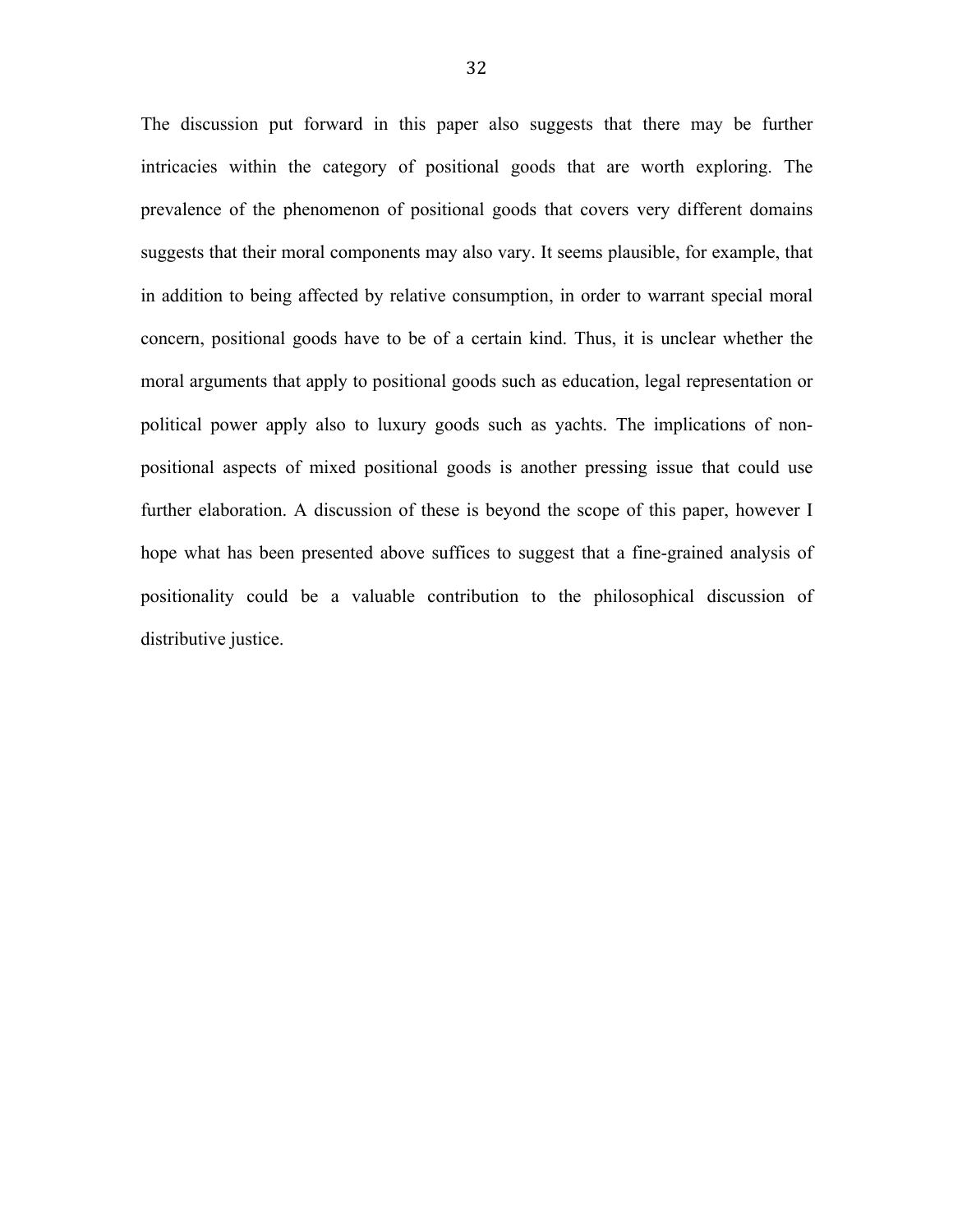The discussion put forward in this paper also suggests that there may be further intricacies within the category of positional goods that are worth exploring. The prevalence of the phenomenon of positional goods that covers very different domains suggests that their moral components may also vary. It seems plausible, for example, that in addition to being affected by relative consumption, in order to warrant special moral concern, positional goods have to be of a certain kind. Thus, it is unclear whether the moral arguments that apply to positional goods such as education, legal representation or political power apply also to luxury goods such as yachts. The implications of non-positional aspects of mixed positional goods is another pressing issue that could use further elaboration. A discussion of these is beyond the scope of this paper, however I hope what has been presented above suffices to suggest that a fine-grained analysis of positionality could be a valuable contribution to the philosophical discussion of distributive justice.